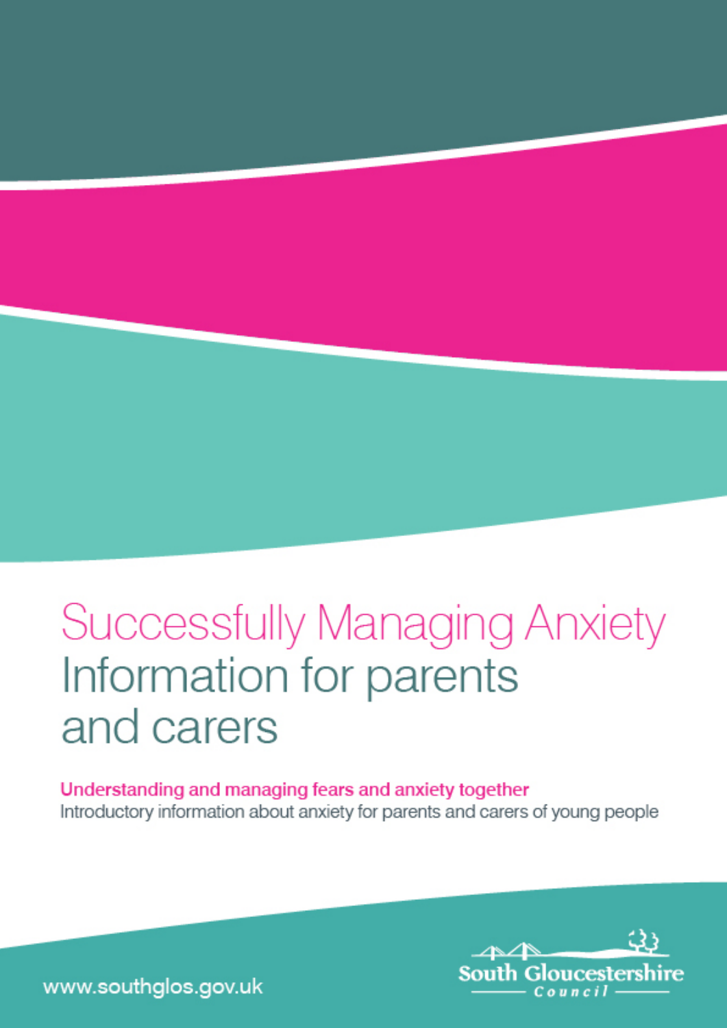# Successfully Managing Anxiety
# Information for parents and carers

**Understanding and managing fears and anxiety together**

Introductory information about anxiety for parents and carers of young people

www.southglos.gov.uk

South Gloucestershire Council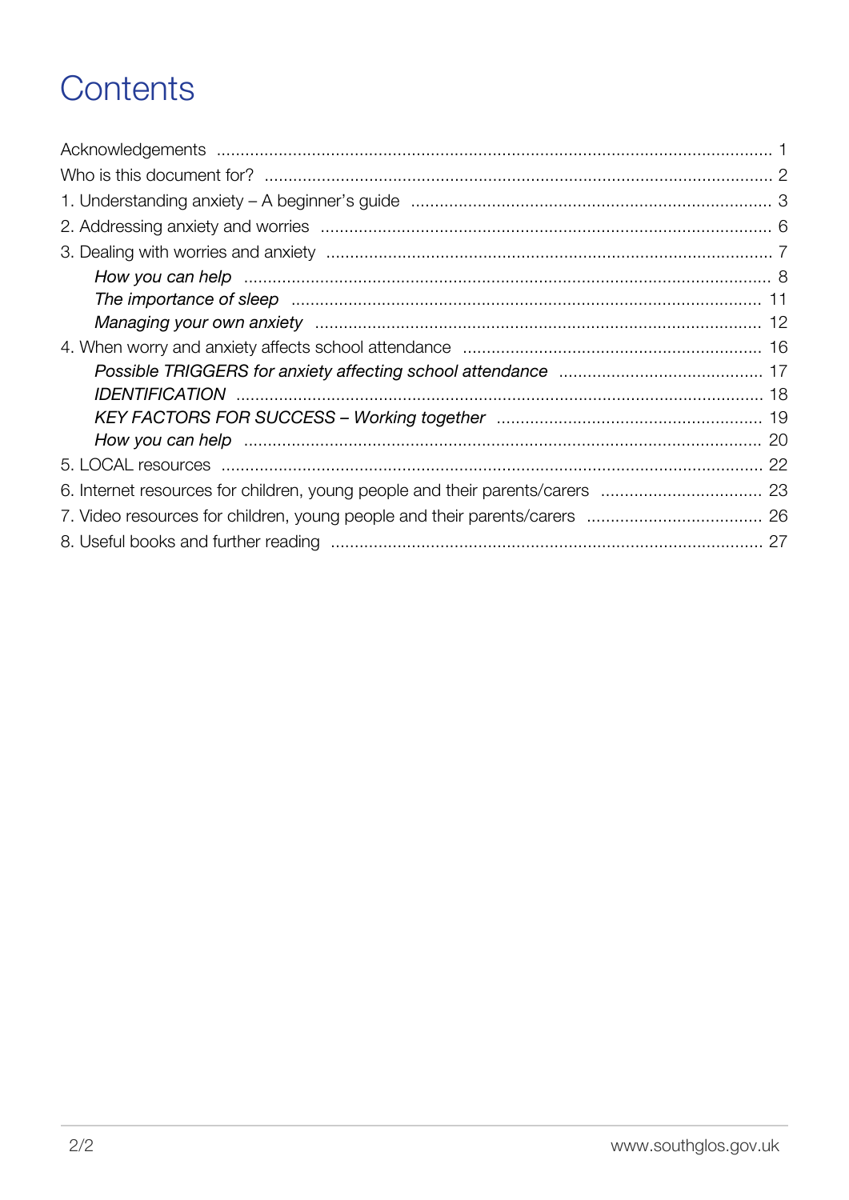# Contents

Acknowledgements ..................................................................................................................... 1
Who is this document for? ........................................................................................................ 2
1. Understanding anxiety – A beginner's guide ........................................................................ 3
2. Addressing anxiety and worries ............................................................................................ 6
3. Dealing with worries and anxiety .......................................................................................... 7
    *How you can help* ............................................................................................................. 8
    *The importance of sleep* ................................................................................................... 11
    *Managing your own anxiety* .............................................................................................. 12
4. When worry and anxiety affects school attendance ............................................................ 16
    *Possible TRIGGERS for anxiety affecting school attendance* ........................................... 17
    *IDENTIFICATION* .............................................................................................................. 18
    *KEY FACTORS FOR SUCCESS – Working together* ......................................................... 19
    *How you can help* ............................................................................................................ 20
5. LOCAL resources ................................................................................................................ 22
6. Internet resources for children, young people and their parents/carers .............................. 23
7. Video resources for children, young people and their parents/carers .................................. 26
8. Useful books and further reading ......................................................................................... 27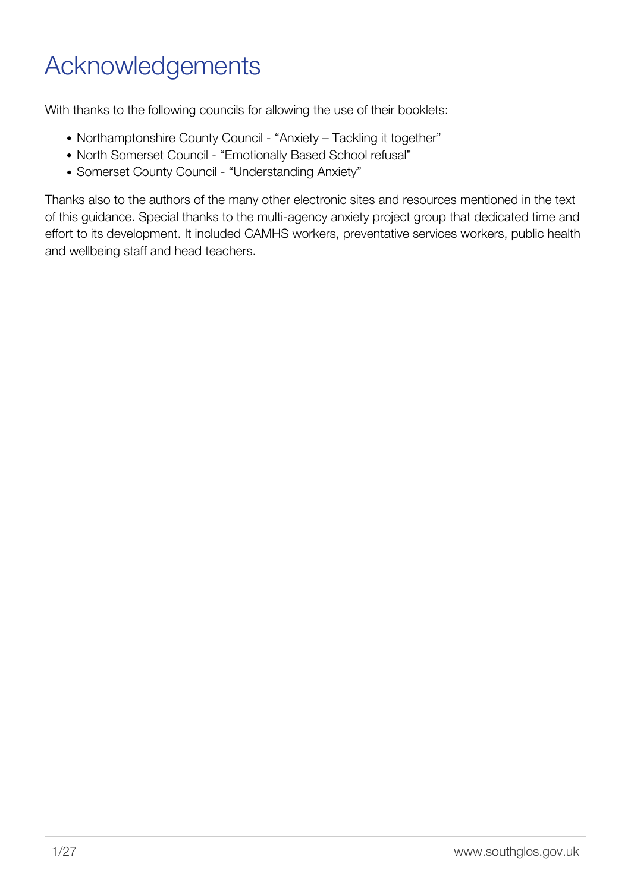# Acknowledgements

With thanks to the following councils for allowing the use of their booklets:

- Northamptonshire County Council - "Anxiety – Tackling it together"
- North Somerset Council - "Emotionally Based School refusal"
- Somerset County Council - "Understanding Anxiety"

Thanks also to the authors of the many other electronic sites and resources mentioned in the text of this guidance. Special thanks to the multi-agency anxiety project group that dedicated time and effort to its development. It included CAMHS workers, preventative services workers, public health and wellbeing staff and head teachers.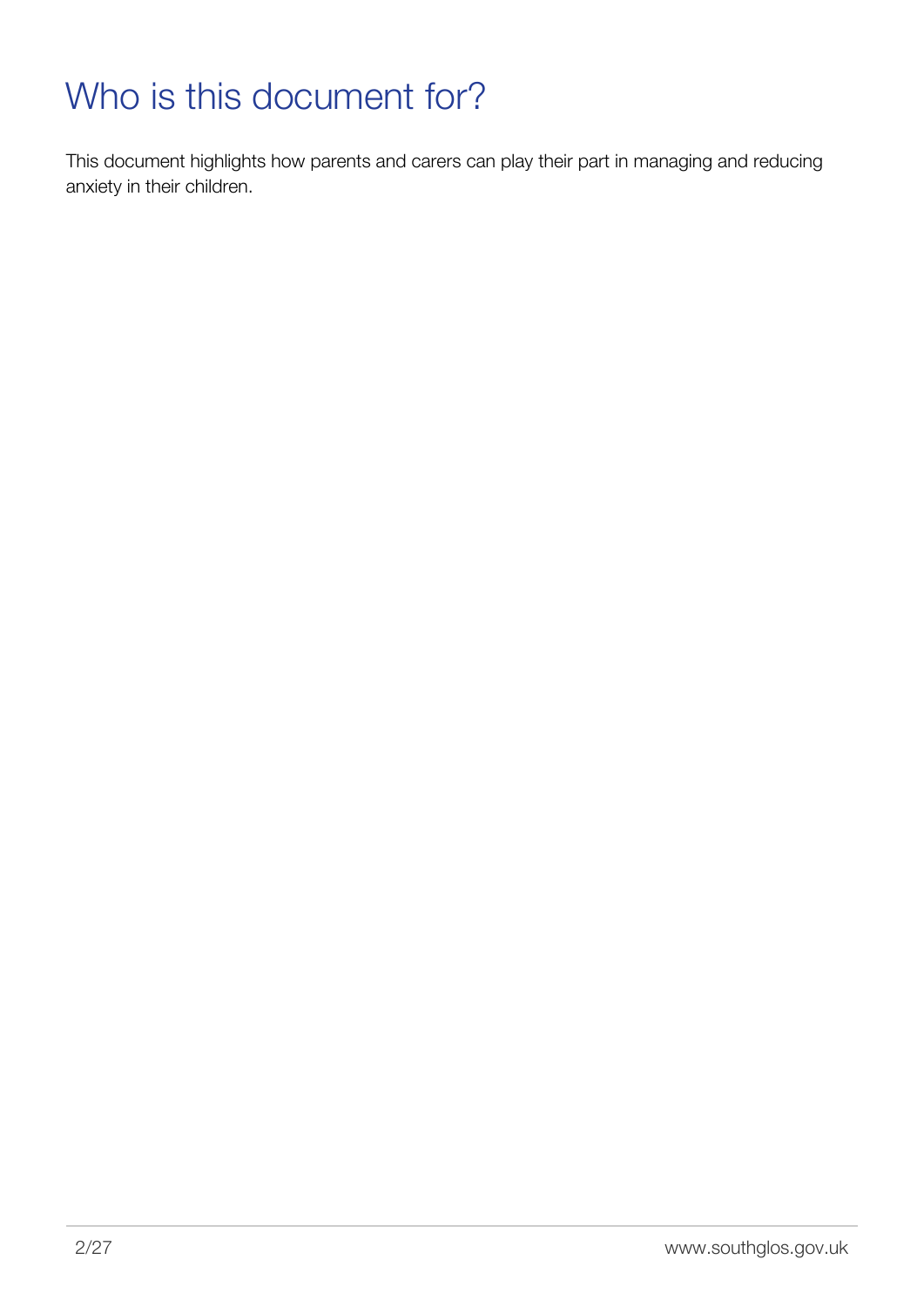# Who is this document for?

This document highlights how parents and carers can play their part in managing and reducing anxiety in their children.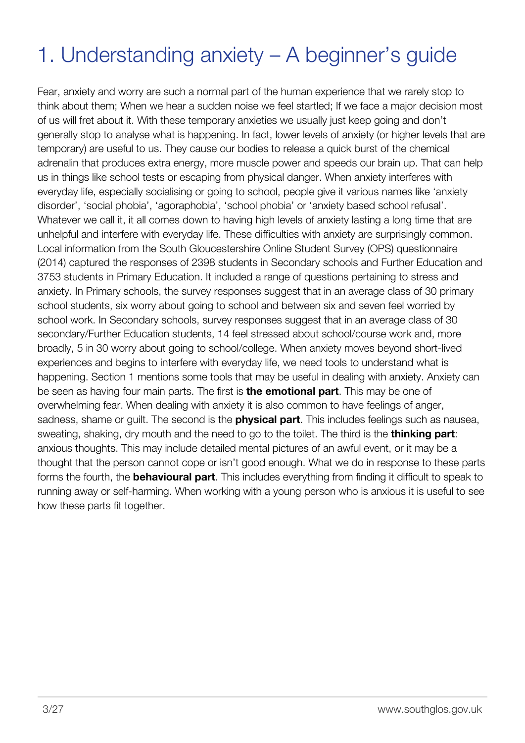# 1. Understanding anxiety – A beginner's guide

Fear, anxiety and worry are such a normal part of the human experience that we rarely stop to think about them; When we hear a sudden noise we feel startled; If we face a major decision most of us will fret about it. With these temporary anxieties we usually just keep going and don't generally stop to analyse what is happening. In fact, lower levels of anxiety (or higher levels that are temporary) are useful to us. They cause our bodies to release a quick burst of the chemical adrenalin that produces extra energy, more muscle power and speeds our brain up. That can help us in things like school tests or escaping from physical danger. When anxiety interferes with everyday life, especially socialising or going to school, people give it various names like 'anxiety disorder', 'social phobia', 'agoraphobia', 'school phobia' or 'anxiety based school refusal'. Whatever we call it, it all comes down to having high levels of anxiety lasting a long time that are unhelpful and interfere with everyday life. These difficulties with anxiety are surprisingly common. Local information from the South Gloucestershire Online Student Survey (OPS) questionnaire (2014) captured the responses of 2398 students in Secondary schools and Further Education and 3753 students in Primary Education. It included a range of questions pertaining to stress and anxiety. In Primary schools, the survey responses suggest that in an average class of 30 primary school students, six worry about going to school and between six and seven feel worried by school work. In Secondary schools, survey responses suggest that in an average class of 30 secondary/Further Education students, 14 feel stressed about school/course work and, more broadly, 5 in 30 worry about going to school/college. When anxiety moves beyond short-lived experiences and begins to interfere with everyday life, we need tools to understand what is happening. Section 1 mentions some tools that may be useful in dealing with anxiety. Anxiety can be seen as having four main parts. The first is **the emotional part**. This may be one of overwhelming fear. When dealing with anxiety it is also common to have feelings of anger, sadness, shame or guilt. The second is the **physical part**. This includes feelings such as nausea, sweating, shaking, dry mouth and the need to go to the toilet. The third is the **thinking part**: anxious thoughts. This may include detailed mental pictures of an awful event, or it may be a thought that the person cannot cope or isn't good enough. What we do in response to these parts forms the fourth, the **behavioural part**. This includes everything from finding it difficult to speak to running away or self-harming. When working with a young person who is anxious it is useful to see how these parts fit together.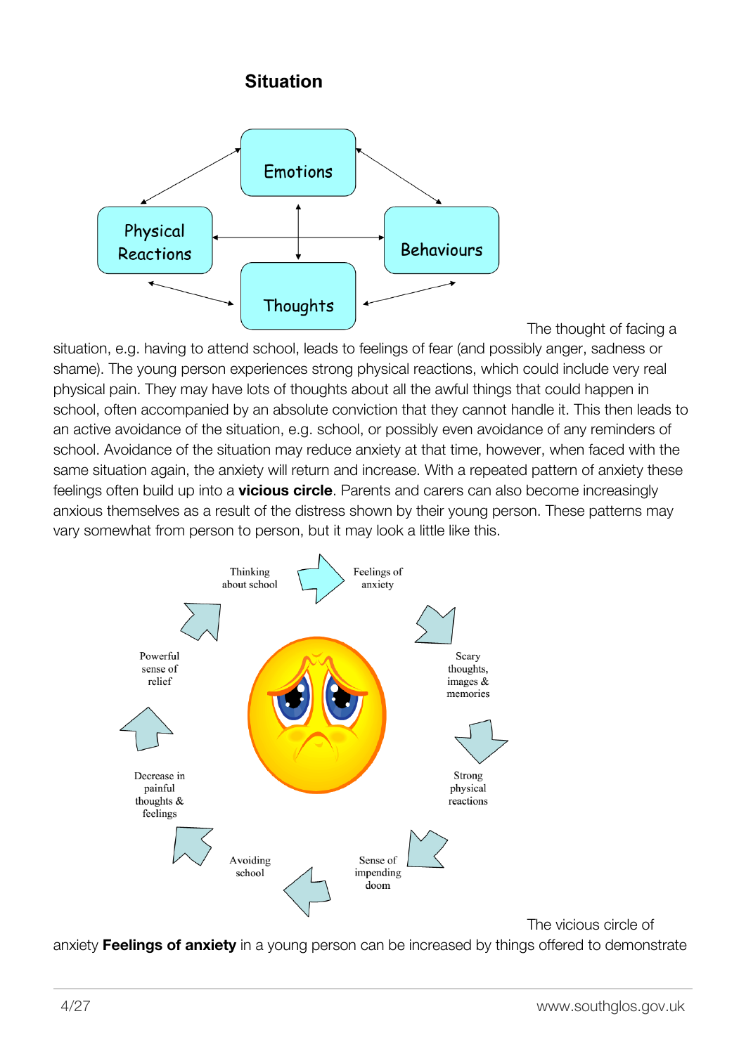### Situation

Emotions

Physical Reactions

Behaviours

Thoughts

The thought of facing a situation, e.g. having to attend school, leads to feelings of fear (and possibly anger, sadness or shame). The young person experiences strong physical reactions, which could include very real physical pain. They may have lots of thoughts about all the awful things that could happen in school, often accompanied by an absolute conviction that they cannot handle it. This then leads to an active avoidance of the situation, e.g. school, or possibly even avoidance of any reminders of school. Avoidance of the situation may reduce anxiety at that time, however, when faced with the same situation again, the anxiety will return and increase. With a repeated pattern of anxiety these feelings often build up into a **vicious circle**. Parents and carers can also become increasingly anxious themselves as a result of the distress shown by their young person. These patterns may vary somewhat from person to person, but it may look a little like this.

Thinking about school → Feelings of anxiety → Scary thoughts, images & memories → Strong physical reactions → Sense of impending doom → Avoiding school → Decrease in painful thoughts & feelings → Powerful sense of relief → Thinking about school

The vicious circle of anxiety **Feelings of anxiety** in a young person can be increased by things offered to demonstrate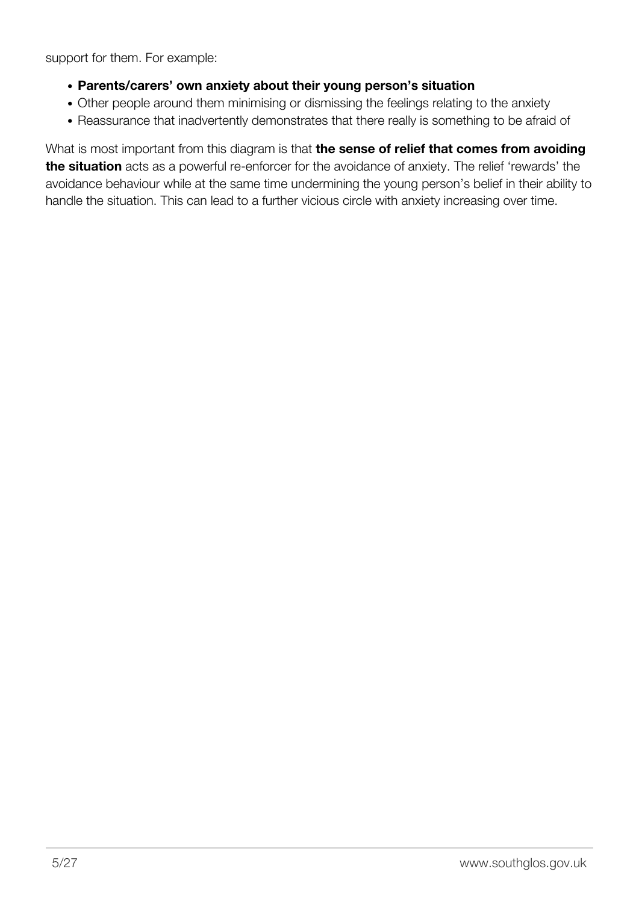support for them. For example:

- **Parents/carers' own anxiety about their young person's situation**
- Other people around them minimising or dismissing the feelings relating to the anxiety
- Reassurance that inadvertently demonstrates that there really is something to be afraid of

What is most important from this diagram is that **the sense of relief that comes from avoiding the situation** acts as a powerful re-enforcer for the avoidance of anxiety. The relief 'rewards' the avoidance behaviour while at the same time undermining the young person's belief in their ability to handle the situation. This can lead to a further vicious circle with anxiety increasing over time.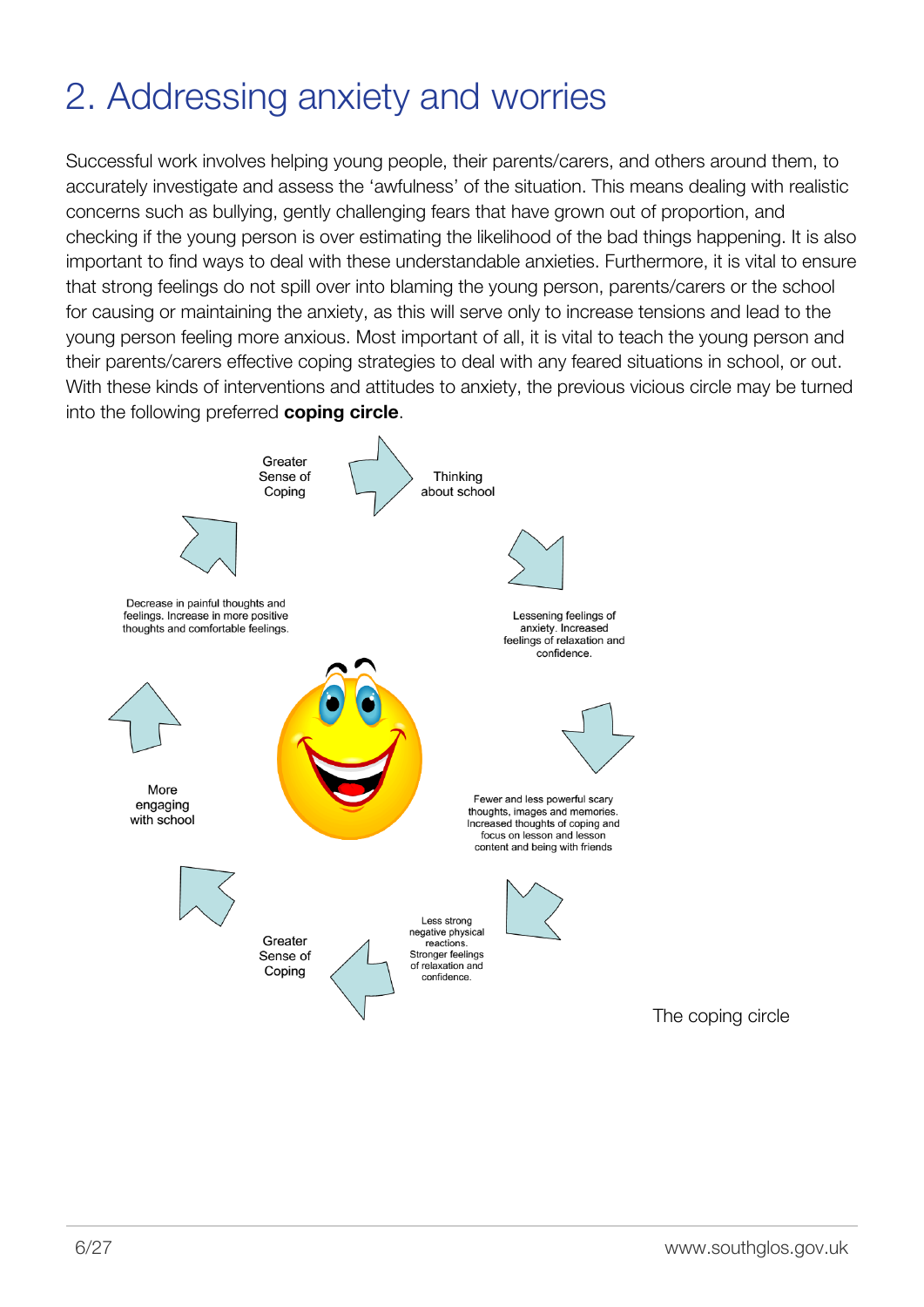# 2. Addressing anxiety and worries

Successful work involves helping young people, their parents/carers, and others around them, to accurately investigate and assess the 'awfulness' of the situation. This means dealing with realistic concerns such as bullying, gently challenging fears that have grown out of proportion, and checking if the young person is over estimating the likelihood of the bad things happening. It is also important to find ways to deal with these understandable anxieties. Furthermore, it is vital to ensure that strong feelings do not spill over into blaming the young person, parents/carers or the school for causing or maintaining the anxiety, as this will serve only to increase tensions and lead to the young person feeling more anxious. Most important of all, it is vital to teach the young person and their parents/carers effective coping strategies to deal with any feared situations in school, or out. With these kinds of interventions and attitudes to anxiety, the previous vicious circle may be turned into the following preferred **coping circle**.

Thinking about school

Lessening feelings of anxiety. Increased feelings of relaxation and confidence.

Fewer and less powerful scary thoughts, images and memories. Increased thoughts of coping and focus on lesson and lesson content and being with friends

Less strong negative physical reactions. Stronger feelings of relaxation and confidence.

Greater Sense of Coping

More engaging with school

Decrease in painful thoughts and feelings. Increase in more positive thoughts and comfortable feelings.

Greater Sense of Coping

The coping circle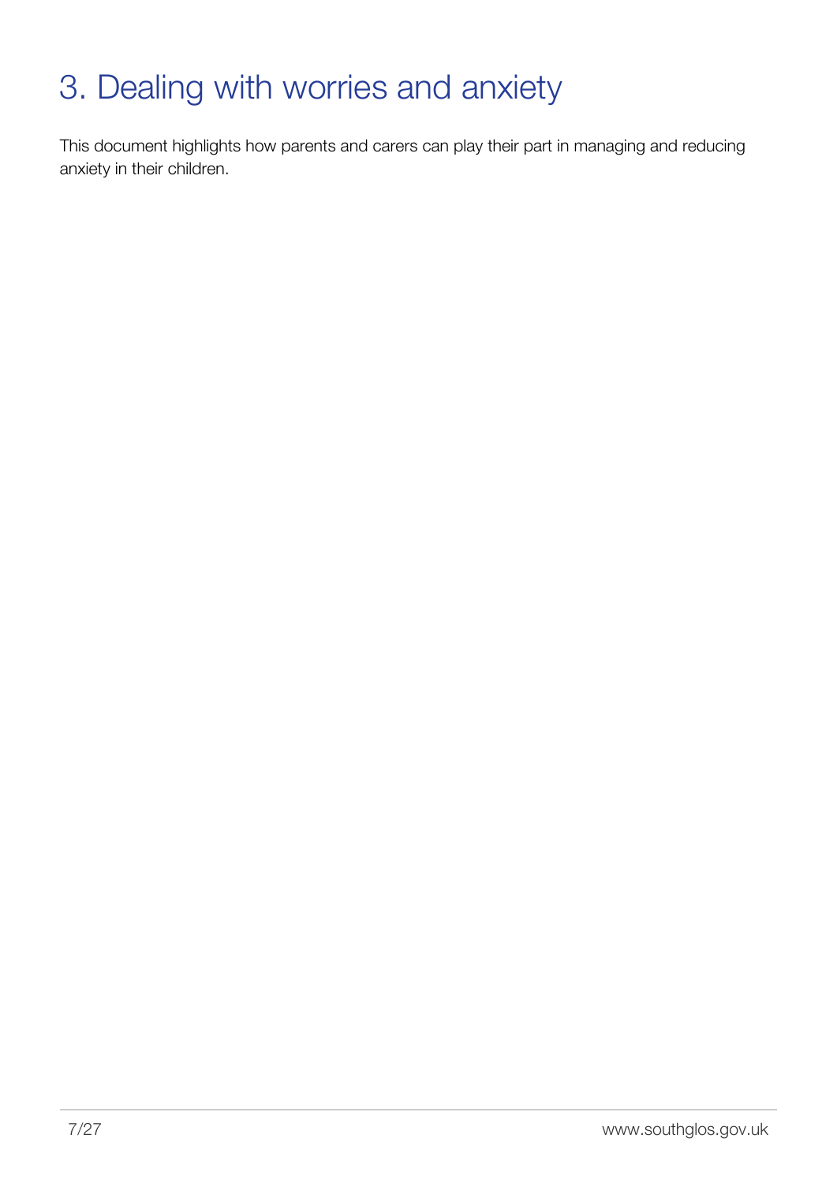# 3. Dealing with worries and anxiety

This document highlights how parents and carers can play their part in managing and reducing anxiety in their children.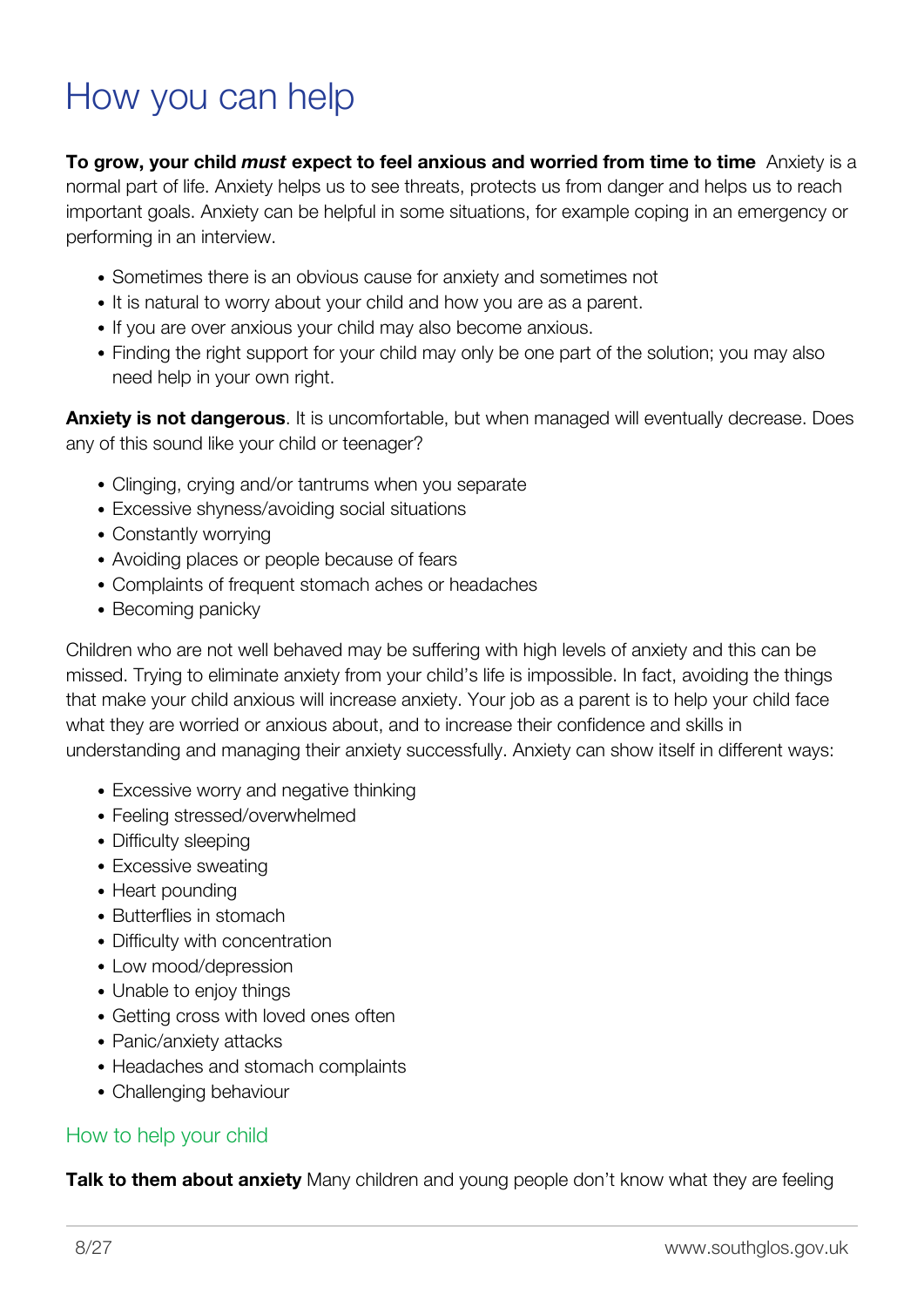# How you can help

**To grow, your child *must* expect to feel anxious and worried from time to time** Anxiety is a normal part of life. Anxiety helps us to see threats, protects us from danger and helps us to reach important goals. Anxiety can be helpful in some situations, for example coping in an emergency or performing in an interview.

- Sometimes there is an obvious cause for anxiety and sometimes not
- It is natural to worry about your child and how you are as a parent.
- If you are over anxious your child may also become anxious.
- Finding the right support for your child may only be one part of the solution; you may also need help in your own right.

**Anxiety is not dangerous**. It is uncomfortable, but when managed will eventually decrease. Does any of this sound like your child or teenager?

- Clinging, crying and/or tantrums when you separate
- Excessive shyness/avoiding social situations
- Constantly worrying
- Avoiding places or people because of fears
- Complaints of frequent stomach aches or headaches
- Becoming panicky

Children who are not well behaved may be suffering with high levels of anxiety and this can be missed. Trying to eliminate anxiety from your child's life is impossible. In fact, avoiding the things that make your child anxious will increase anxiety. Your job as a parent is to help your child face what they are worried or anxious about, and to increase their confidence and skills in understanding and managing their anxiety successfully. Anxiety can show itself in different ways:

- Excessive worry and negative thinking
- Feeling stressed/overwhelmed
- Difficulty sleeping
- Excessive sweating
- Heart pounding
- Butterflies in stomach
- Difficulty with concentration
- Low mood/depression
- Unable to enjoy things
- Getting cross with loved ones often
- Panic/anxiety attacks
- Headaches and stomach complaints
- Challenging behaviour

## How to help your child

**Talk to them about anxiety** Many children and young people don't know what they are feeling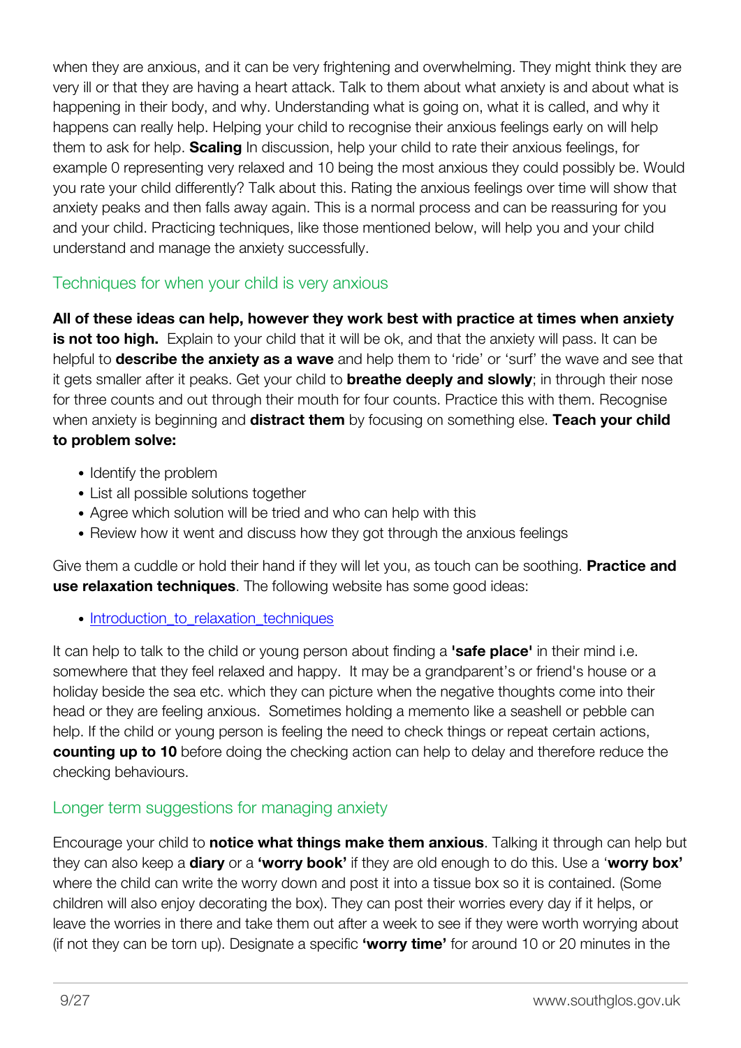when they are anxious, and it can be very frightening and overwhelming. They might think they are very ill or that they are having a heart attack. Talk to them about what anxiety is and about what is happening in their body, and why. Understanding what is going on, what it is called, and why it happens can really help. Helping your child to recognise their anxious feelings early on will help them to ask for help. **Scaling** In discussion, help your child to rate their anxious feelings, for example 0 representing very relaxed and 10 being the most anxious they could possibly be. Would you rate your child differently? Talk about this. Rating the anxious feelings over time will show that anxiety peaks and then falls away again. This is a normal process and can be reassuring for you and your child. Practicing techniques, like those mentioned below, will help you and your child understand and manage the anxiety successfully.

## Techniques for when your child is very anxious

**All of these ideas can help, however they work best with practice at times when anxiety is not too high.** Explain to your child that it will be ok, and that the anxiety will pass. It can be helpful to **describe the anxiety as a wave** and help them to 'ride' or 'surf' the wave and see that it gets smaller after it peaks. Get your child to **breathe deeply and slowly**; in through their nose for three counts and out through their mouth for four counts. Practice this with them. Recognise when anxiety is beginning and **distract them** by focusing on something else. **Teach your child to problem solve:**

- Identify the problem
- List all possible solutions together
- Agree which solution will be tried and who can help with this
- Review how it went and discuss how they got through the anxious feelings

Give them a cuddle or hold their hand if they will let you, as touch can be soothing. **Practice and use relaxation techniques**. The following website has some good ideas:

- Introduction_to_relaxation_techniques

It can help to talk to the child or young person about finding a **'safe place'** in their mind i.e. somewhere that they feel relaxed and happy. It may be a grandparent's or friend's house or a holiday beside the sea etc. which they can picture when the negative thoughts come into their head or they are feeling anxious. Sometimes holding a memento like a seashell or pebble can help. If the child or young person is feeling the need to check things or repeat certain actions, **counting up to 10** before doing the checking action can help to delay and therefore reduce the checking behaviours.

## Longer term suggestions for managing anxiety

Encourage your child to **notice what things make them anxious**. Talking it through can help but they can also keep a **diary** or a **'worry book'** if they are old enough to do this. Use a '**worry box'** where the child can write the worry down and post it into a tissue box so it is contained. (Some children will also enjoy decorating the box). They can post their worries every day if it helps, or leave the worries in there and take them out after a week to see if they were worth worrying about (if not they can be torn up). Designate a specific **'worry time'** for around 10 or 20 minutes in the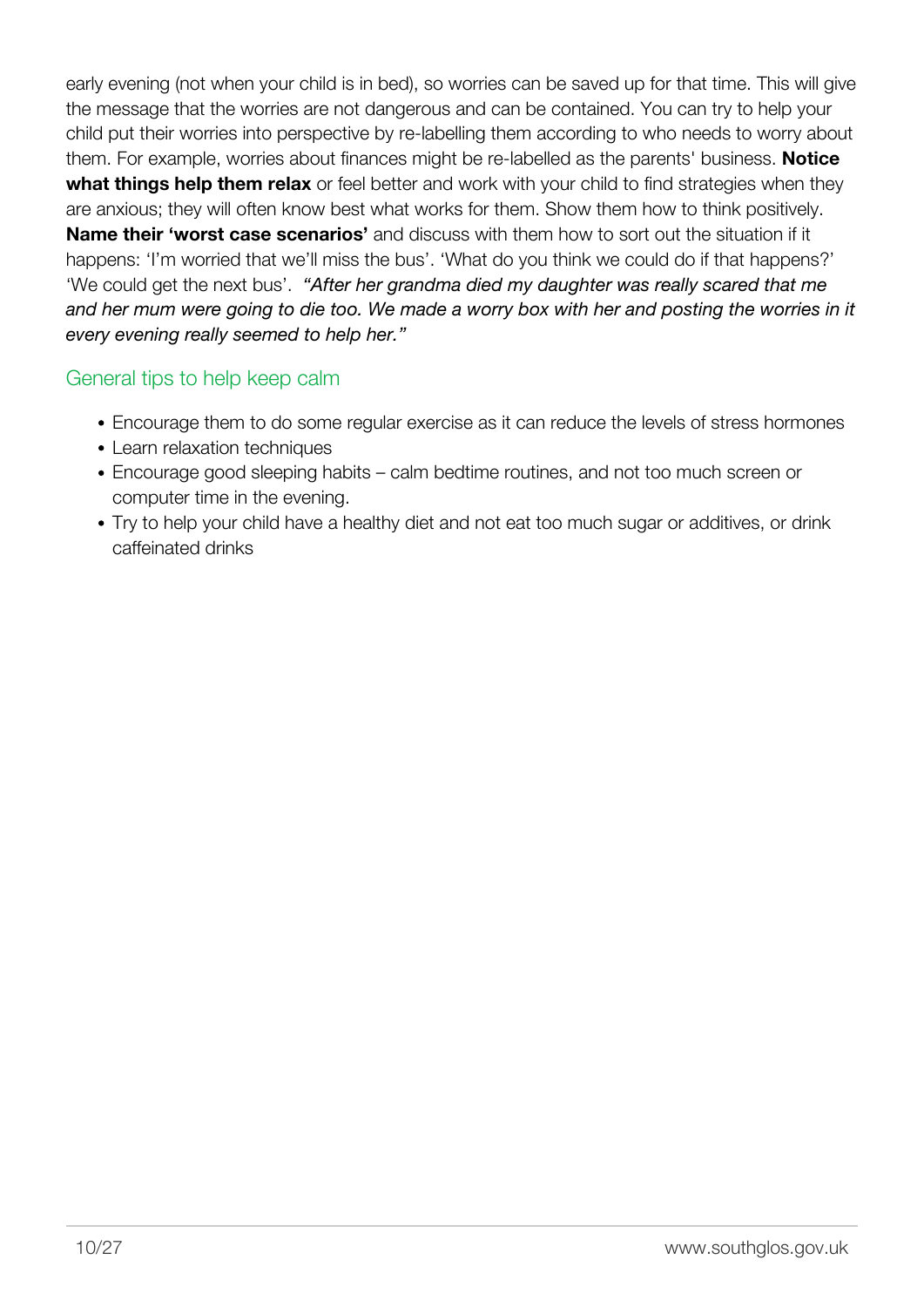early evening (not when your child is in bed), so worries can be saved up for that time. This will give the message that the worries are not dangerous and can be contained. You can try to help your child put their worries into perspective by re-labelling them according to who needs to worry about them. For example, worries about finances might be re-labelled as the parents' business. **Notice what things help them relax** or feel better and work with your child to find strategies when they are anxious; they will often know best what works for them. Show them how to think positively. **Name their 'worst case scenarios'** and discuss with them how to sort out the situation if it happens: 'I'm worried that we'll miss the bus'. 'What do you think we could do if that happens?' 'We could get the next bus'. *"After her grandma died my daughter was really scared that me and her mum were going to die too. We made a worry box with her and posting the worries in it every evening really seemed to help her."*

## General tips to help keep calm

- Encourage them to do some regular exercise as it can reduce the levels of stress hormones
- Learn relaxation techniques
- Encourage good sleeping habits – calm bedtime routines, and not too much screen or computer time in the evening.
- Try to help your child have a healthy diet and not eat too much sugar or additives, or drink caffeinated drinks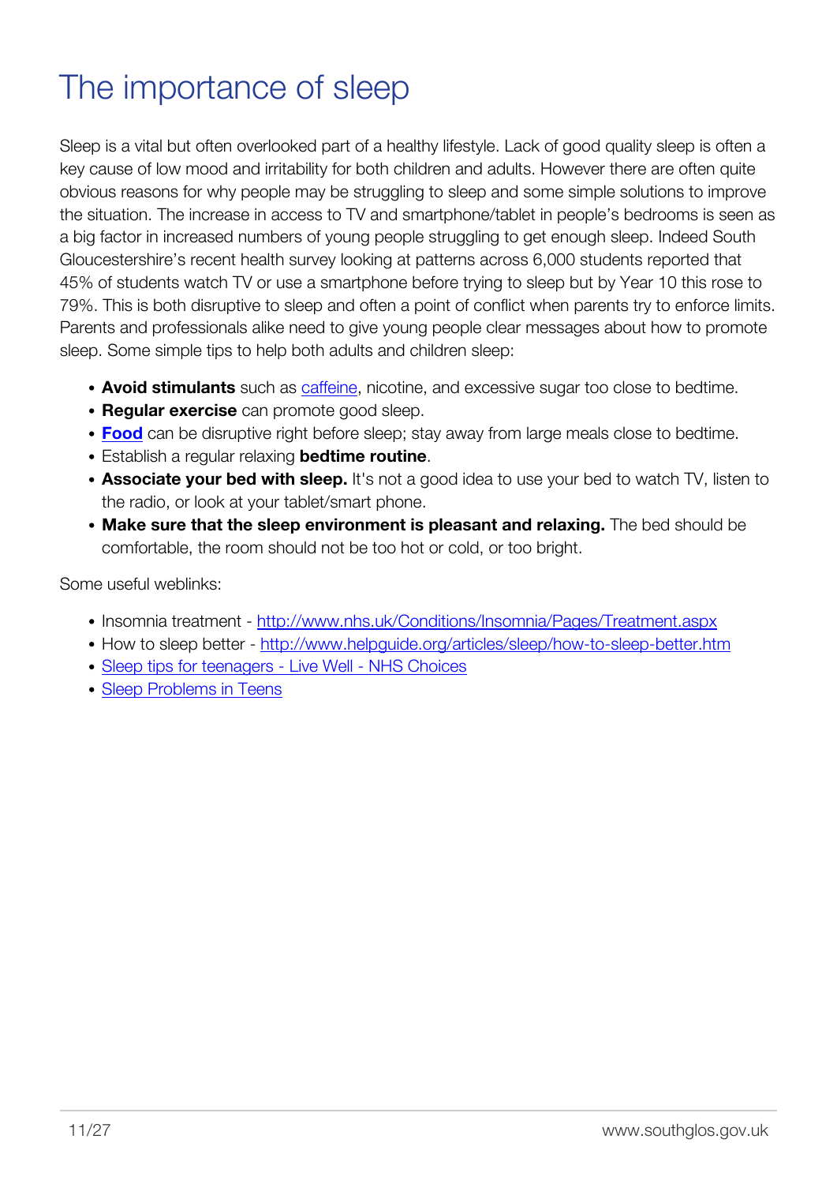# The importance of sleep

Sleep is a vital but often overlooked part of a healthy lifestyle. Lack of good quality sleep is often a key cause of low mood and irritability for both children and adults. However there are often quite obvious reasons for why people may be struggling to sleep and some simple solutions to improve the situation. The increase in access to TV and smartphone/tablet in people's bedrooms is seen as a big factor in increased numbers of young people struggling to get enough sleep. Indeed South Gloucestershire's recent health survey looking at patterns across 6,000 students reported that 45% of students watch TV or use a smartphone before trying to sleep but by Year 10 this rose to 79%. This is both disruptive to sleep and often a point of conflict when parents try to enforce limits. Parents and professionals alike need to give young people clear messages about how to promote sleep. Some simple tips to help both adults and children sleep:

- **Avoid stimulants** such as caffeine, nicotine, and excessive sugar too close to bedtime.
- **Regular exercise** can promote good sleep.
- **Food** can be disruptive right before sleep; stay away from large meals close to bedtime.
- Establish a regular relaxing **bedtime routine**.
- **Associate your bed with sleep.** It's not a good idea to use your bed to watch TV, listen to the radio, or look at your tablet/smart phone.
- **Make sure that the sleep environment is pleasant and relaxing.** The bed should be comfortable, the room should not be too hot or cold, or too bright.

Some useful weblinks:

- Insomnia treatment - http://www.nhs.uk/Conditions/Insomnia/Pages/Treatment.aspx
- How to sleep better - http://www.helpguide.org/articles/sleep/how-to-sleep-better.htm
- Sleep tips for teenagers - Live Well - NHS Choices
- Sleep Problems in Teens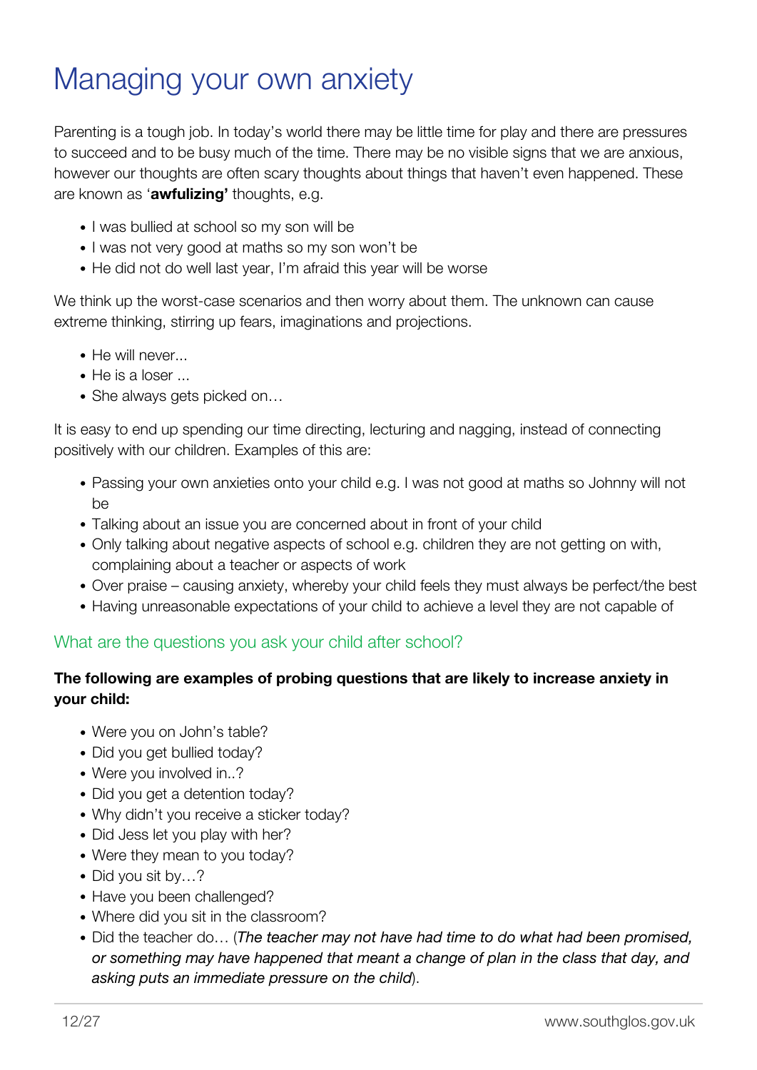# Managing your own anxiety

Parenting is a tough job. In today's world there may be little time for play and there are pressures to succeed and to be busy much of the time. There may be no visible signs that we are anxious, however our thoughts are often scary thoughts about things that haven't even happened. These are known as '**awfulizing'** thoughts, e.g.

- I was bullied at school so my son will be
- I was not very good at maths so my son won't be
- He did not do well last year, I'm afraid this year will be worse

We think up the worst-case scenarios and then worry about them. The unknown can cause extreme thinking, stirring up fears, imaginations and projections.

- He will never...
- He is a loser ...
- She always gets picked on…

It is easy to end up spending our time directing, lecturing and nagging, instead of connecting positively with our children. Examples of this are:

- Passing your own anxieties onto your child e.g. I was not good at maths so Johnny will not be
- Talking about an issue you are concerned about in front of your child
- Only talking about negative aspects of school e.g. children they are not getting on with, complaining about a teacher or aspects of work
- Over praise – causing anxiety, whereby your child feels they must always be perfect/the best
- Having unreasonable expectations of your child to achieve a level they are not capable of

## What are the questions you ask your child after school?

**The following are examples of probing questions that are likely to increase anxiety in your child:**

- Were you on John's table?
- Did you get bullied today?
- Were you involved in..?
- Did you get a detention today?
- Why didn't you receive a sticker today?
- Did Jess let you play with her?
- Were they mean to you today?
- Did you sit by…?
- Have you been challenged?
- Where did you sit in the classroom?
- Did the teacher do… (*The teacher may not have had time to do what had been promised, or something may have happened that meant a change of plan in the class that day, and asking puts an immediate pressure on the child*).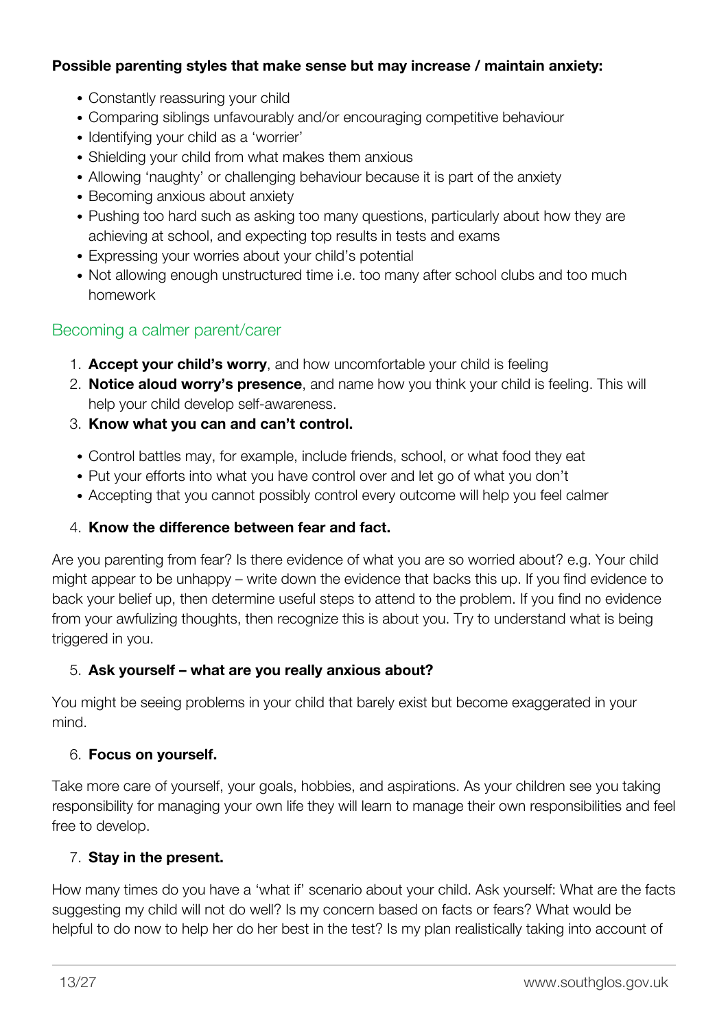**Possible parenting styles that make sense but may increase / maintain anxiety:**

- Constantly reassuring your child
- Comparing siblings unfavourably and/or encouraging competitive behaviour
- Identifying your child as a 'worrier'
- Shielding your child from what makes them anxious
- Allowing 'naughty' or challenging behaviour because it is part of the anxiety
- Becoming anxious about anxiety
- Pushing too hard such as asking too many questions, particularly about how they are achieving at school, and expecting top results in tests and exams
- Expressing your worries about your child's potential
- Not allowing enough unstructured time i.e. too many after school clubs and too much homework

## Becoming a calmer parent/carer

1. **Accept your child's worry**, and how uncomfortable your child is feeling
2. **Notice aloud worry's presence**, and name how you think your child is feeling. This will help your child develop self-awareness.
3. **Know what you can and can't control.**
   - Control battles may, for example, include friends, school, or what food they eat
   - Put your efforts into what you have control over and let go of what you don't
   - Accepting that you cannot possibly control every outcome will help you feel calmer
4. **Know the difference between fear and fact.**

Are you parenting from fear? Is there evidence of what you are so worried about? e.g. Your child might appear to be unhappy – write down the evidence that backs this up. If you find evidence to back your belief up, then determine useful steps to attend to the problem. If you find no evidence from your awfulizing thoughts, then recognize this is about you. Try to understand what is being triggered in you.

5. **Ask yourself – what are you really anxious about?**

You might be seeing problems in your child that barely exist but become exaggerated in your mind.

6. **Focus on yourself.**

Take more care of yourself, your goals, hobbies, and aspirations. As your children see you taking responsibility for managing your own life they will learn to manage their own responsibilities and feel free to develop.

7. **Stay in the present.**

How many times do you have a 'what if' scenario about your child. Ask yourself: What are the facts suggesting my child will not do well? Is my concern based on facts or fears? What would be helpful to do now to help her do her best in the test? Is my plan realistically taking into account of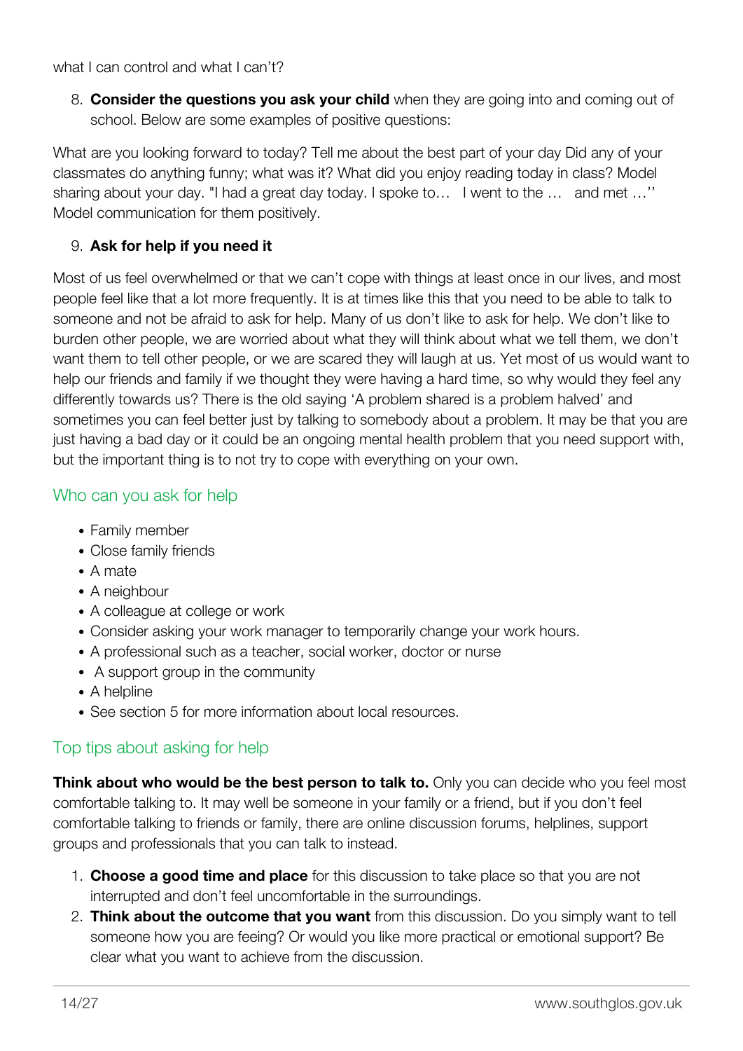what I can control and what I can't?

8. **Consider the questions you ask your child** when they are going into and coming out of school. Below are some examples of positive questions:

What are you looking forward to today? Tell me about the best part of your day Did any of your classmates do anything funny; what was it? What did you enjoy reading today in class? Model sharing about your day. "I had a great day today. I spoke to…   I went to the …   and met …'' Model communication for them positively.

9. **Ask for help if you need it**

Most of us feel overwhelmed or that we can't cope with things at least once in our lives, and most people feel like that a lot more frequently. It is at times like this that you need to be able to talk to someone and not be afraid to ask for help. Many of us don't like to ask for help. We don't like to burden other people, we are worried about what they will think about what we tell them, we don't want them to tell other people, or we are scared they will laugh at us. Yet most of us would want to help our friends and family if we thought they were having a hard time, so why would they feel any differently towards us? There is the old saying 'A problem shared is a problem halved' and sometimes you can feel better just by talking to somebody about a problem. It may be that you are just having a bad day or it could be an ongoing mental health problem that you need support with, but the important thing is to not try to cope with everything on your own.

## Who can you ask for help

- Family member
- Close family friends
- A mate
- A neighbour
- A colleague at college or work
- Consider asking your work manager to temporarily change your work hours.
- A professional such as a teacher, social worker, doctor or nurse
- A support group in the community
- A helpline
- See section 5 for more information about local resources.

## Top tips about asking for help

**Think about who would be the best person to talk to.** Only you can decide who you feel most comfortable talking to. It may well be someone in your family or a friend, but if you don't feel comfortable talking to friends or family, there are online discussion forums, helplines, support groups and professionals that you can talk to instead.

1. **Choose a good time and place** for this discussion to take place so that you are not interrupted and don't feel uncomfortable in the surroundings.
2. **Think about the outcome that you want** from this discussion. Do you simply want to tell someone how you are feeing? Or would you like more practical or emotional support? Be clear what you want to achieve from the discussion.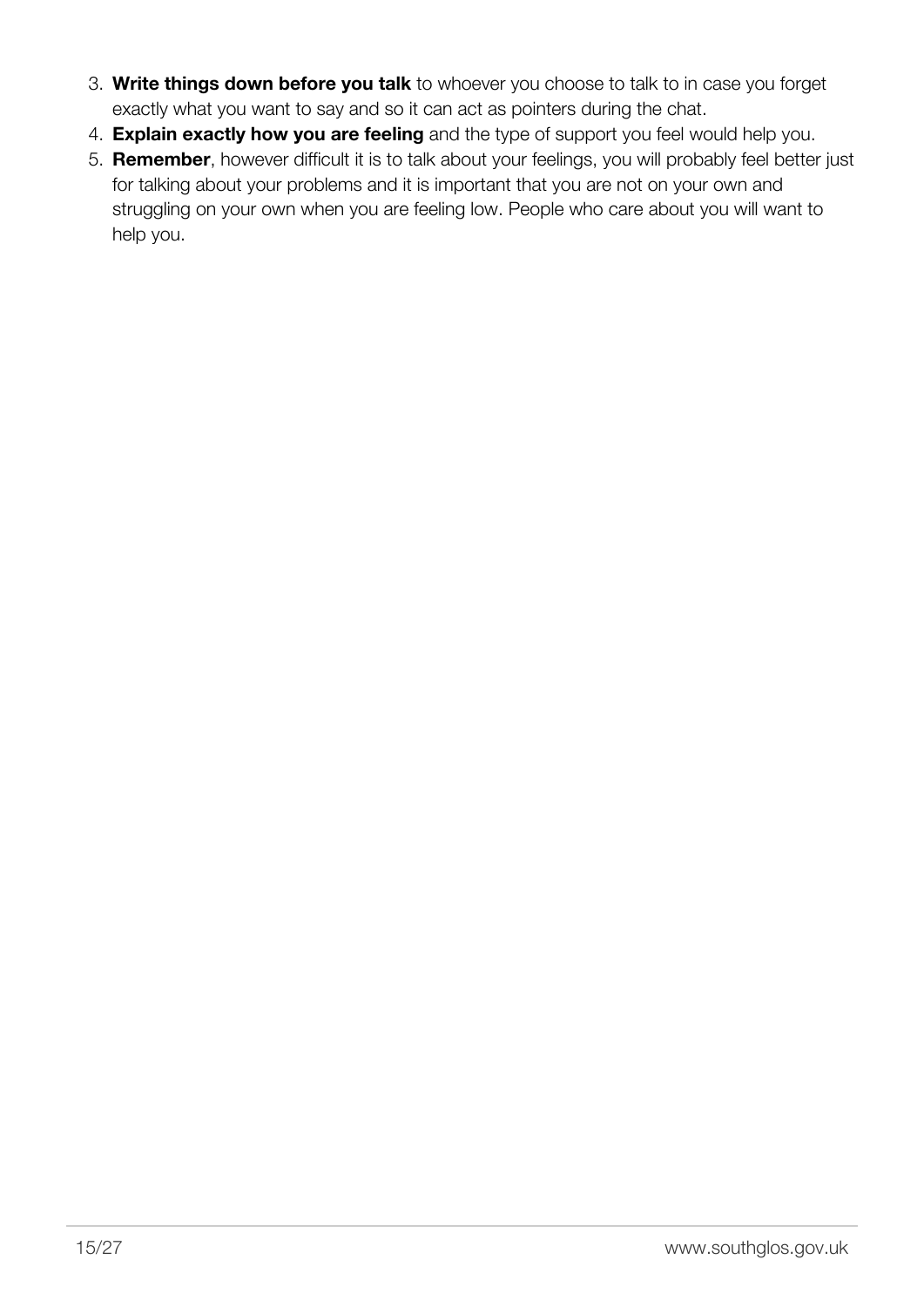3. **Write things down before you talk** to whoever you choose to talk to in case you forget exactly what you want to say and so it can act as pointers during the chat.
4. **Explain exactly how you are feeling** and the type of support you feel would help you.
5. **Remember**, however difficult it is to talk about your feelings, you will probably feel better just for talking about your problems and it is important that you are not on your own and struggling on your own when you are feeling low. People who care about you will want to help you.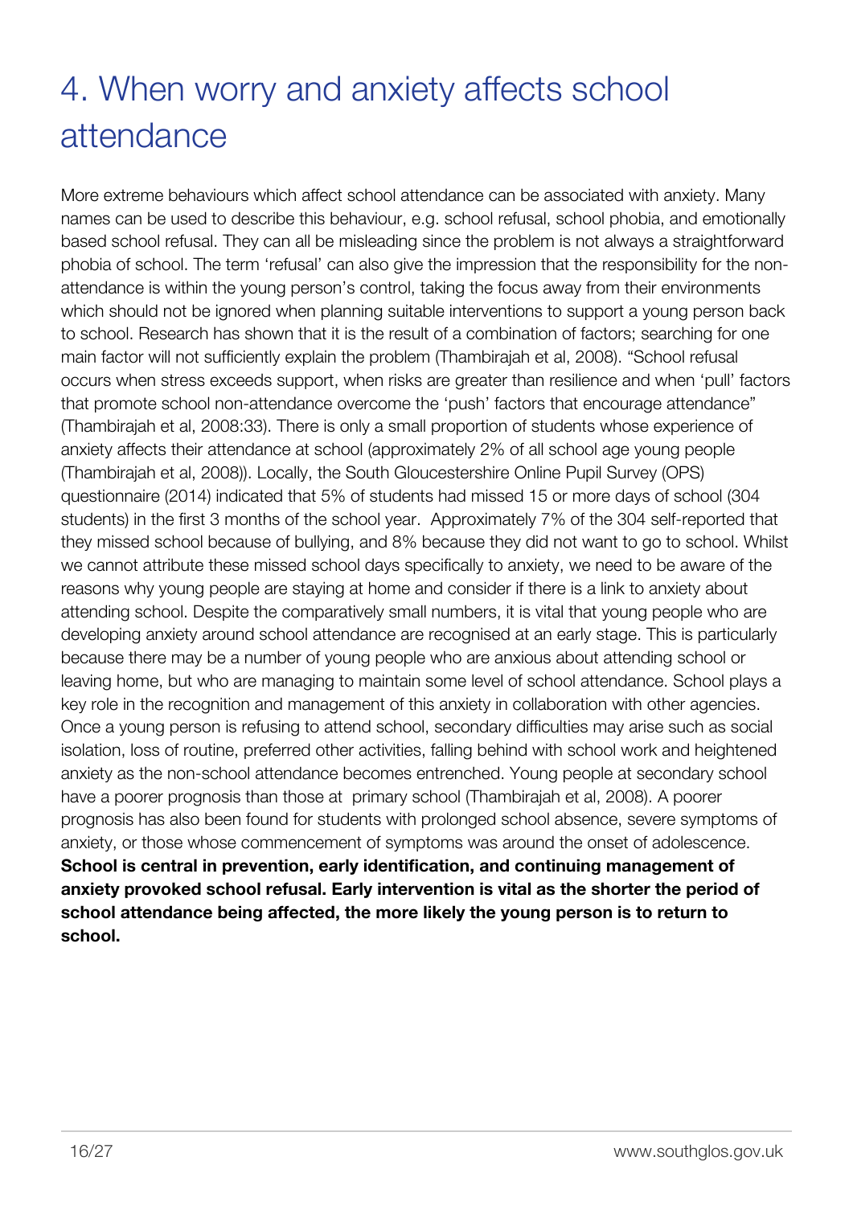# 4. When worry and anxiety affects school attendance

More extreme behaviours which affect school attendance can be associated with anxiety. Many names can be used to describe this behaviour, e.g. school refusal, school phobia, and emotionally based school refusal. They can all be misleading since the problem is not always a straightforward phobia of school. The term 'refusal' can also give the impression that the responsibility for the non-attendance is within the young person's control, taking the focus away from their environments which should not be ignored when planning suitable interventions to support a young person back to school. Research has shown that it is the result of a combination of factors; searching for one main factor will not sufficiently explain the problem (Thambirajah et al, 2008). "School refusal occurs when stress exceeds support, when risks are greater than resilience and when 'pull' factors that promote school non-attendance overcome the 'push' factors that encourage attendance" (Thambirajah et al, 2008:33). There is only a small proportion of students whose experience of anxiety affects their attendance at school (approximately 2% of all school age young people (Thambirajah et al, 2008)). Locally, the South Gloucestershire Online Pupil Survey (OPS) questionnaire (2014) indicated that 5% of students had missed 15 or more days of school (304 students) in the first 3 months of the school year. Approximately 7% of the 304 self-reported that they missed school because of bullying, and 8% because they did not want to go to school. Whilst we cannot attribute these missed school days specifically to anxiety, we need to be aware of the reasons why young people are staying at home and consider if there is a link to anxiety about attending school. Despite the comparatively small numbers, it is vital that young people who are developing anxiety around school attendance are recognised at an early stage. This is particularly because there may be a number of young people who are anxious about attending school or leaving home, but who are managing to maintain some level of school attendance. School plays a key role in the recognition and management of this anxiety in collaboration with other agencies. Once a young person is refusing to attend school, secondary difficulties may arise such as social isolation, loss of routine, preferred other activities, falling behind with school work and heightened anxiety as the non-school attendance becomes entrenched. Young people at secondary school have a poorer prognosis than those at primary school (Thambirajah et al, 2008). A poorer prognosis has also been found for students with prolonged school absence, severe symptoms of anxiety, or those whose commencement of symptoms was around the onset of adolescence. **School is central in prevention, early identification, and continuing management of anxiety provoked school refusal. Early intervention is vital as the shorter the period of school attendance being affected, the more likely the young person is to return to school.**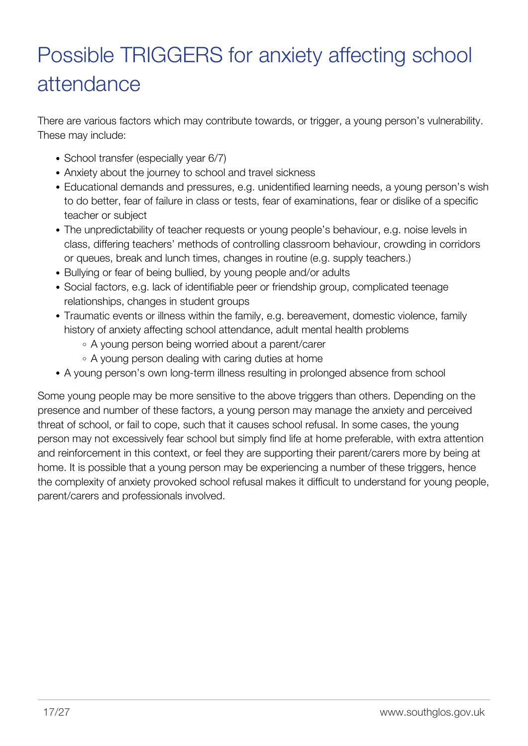# Possible TRIGGERS for anxiety affecting school attendance

There are various factors which may contribute towards, or trigger, a young person's vulnerability. These may include:

- School transfer (especially year 6/7)
- Anxiety about the journey to school and travel sickness
- Educational demands and pressures, e.g. unidentified learning needs, a young person's wish to do better, fear of failure in class or tests, fear of examinations, fear or dislike of a specific teacher or subject
- The unpredictability of teacher requests or young people's behaviour, e.g. noise levels in class, differing teachers' methods of controlling classroom behaviour, crowding in corridors or queues, break and lunch times, changes in routine (e.g. supply teachers.)
- Bullying or fear of being bullied, by young people and/or adults
- Social factors, e.g. lack of identifiable peer or friendship group, complicated teenage relationships, changes in student groups
- Traumatic events or illness within the family, e.g. bereavement, domestic violence, family history of anxiety affecting school attendance, adult mental health problems
    - A young person being worried about a parent/carer
    - A young person dealing with caring duties at home
- A young person's own long-term illness resulting in prolonged absence from school

Some young people may be more sensitive to the above triggers than others. Depending on the presence and number of these factors, a young person may manage the anxiety and perceived threat of school, or fail to cope, such that it causes school refusal. In some cases, the young person may not excessively fear school but simply find life at home preferable, with extra attention and reinforcement in this context, or feel they are supporting their parent/carers more by being at home. It is possible that a young person may be experiencing a number of these triggers, hence the complexity of anxiety provoked school refusal makes it difficult to understand for young people, parent/carers and professionals involved.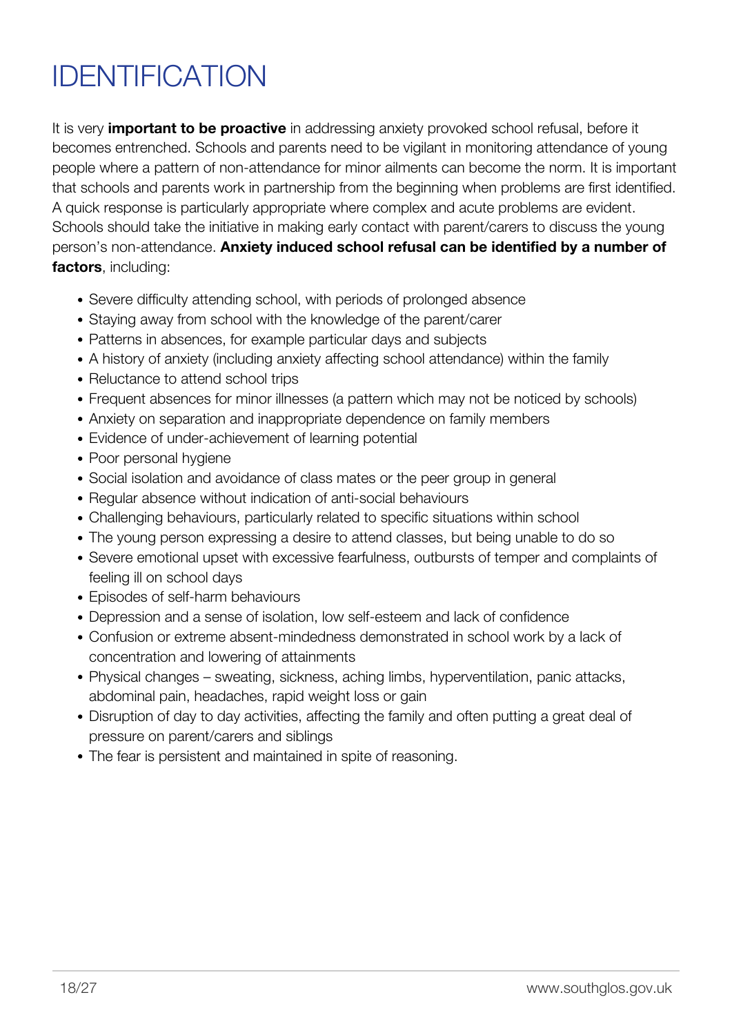# IDENTIFICATION

It is very **important to be proactive** in addressing anxiety provoked school refusal, before it becomes entrenched. Schools and parents need to be vigilant in monitoring attendance of young people where a pattern of non-attendance for minor ailments can become the norm. It is important that schools and parents work in partnership from the beginning when problems are first identified. A quick response is particularly appropriate where complex and acute problems are evident. Schools should take the initiative in making early contact with parent/carers to discuss the young person's non-attendance. **Anxiety induced school refusal can be identified by a number of factors**, including:

- Severe difficulty attending school, with periods of prolonged absence
- Staying away from school with the knowledge of the parent/carer
- Patterns in absences, for example particular days and subjects
- A history of anxiety (including anxiety affecting school attendance) within the family
- Reluctance to attend school trips
- Frequent absences for minor illnesses (a pattern which may not be noticed by schools)
- Anxiety on separation and inappropriate dependence on family members
- Evidence of under-achievement of learning potential
- Poor personal hygiene
- Social isolation and avoidance of class mates or the peer group in general
- Regular absence without indication of anti-social behaviours
- Challenging behaviours, particularly related to specific situations within school
- The young person expressing a desire to attend classes, but being unable to do so
- Severe emotional upset with excessive fearfulness, outbursts of temper and complaints of feeling ill on school days
- Episodes of self-harm behaviours
- Depression and a sense of isolation, low self-esteem and lack of confidence
- Confusion or extreme absent-mindedness demonstrated in school work by a lack of concentration and lowering of attainments
- Physical changes – sweating, sickness, aching limbs, hyperventilation, panic attacks, abdominal pain, headaches, rapid weight loss or gain
- Disruption of day to day activities, affecting the family and often putting a great deal of pressure on parent/carers and siblings
- The fear is persistent and maintained in spite of reasoning.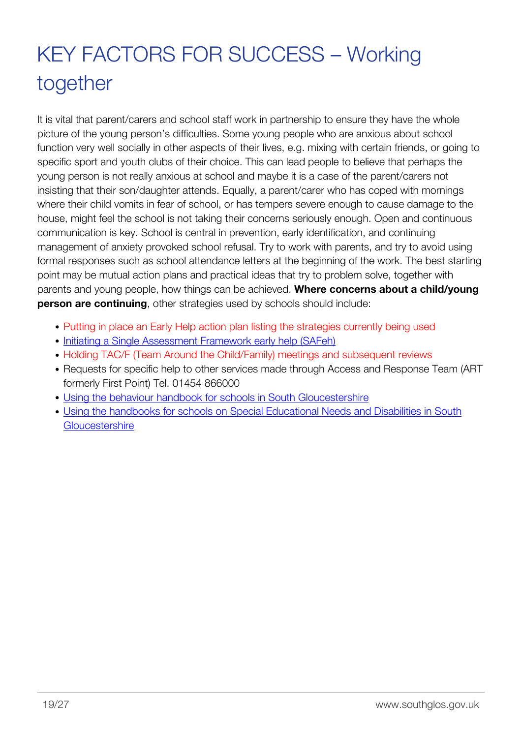# KEY FACTORS FOR SUCCESS – Working together

It is vital that parent/carers and school staff work in partnership to ensure they have the whole picture of the young person's difficulties. Some young people who are anxious about school function very well socially in other aspects of their lives, e.g. mixing with certain friends, or going to specific sport and youth clubs of their choice. This can lead people to believe that perhaps the young person is not really anxious at school and maybe it is a case of the parent/carers not insisting that their son/daughter attends. Equally, a parent/carer who has coped with mornings where their child vomits in fear of school, or has tempers severe enough to cause damage to the house, might feel the school is not taking their concerns seriously enough. Open and continuous communication is key. School is central in prevention, early identification, and continuing management of anxiety provoked school refusal. Try to work with parents, and try to avoid using formal responses such as school attendance letters at the beginning of the work. The best starting point may be mutual action plans and practical ideas that try to problem solve, together with parents and young people, how things can be achieved. **Where concerns about a child/young person are continuing**, other strategies used by schools should include:

- Putting in place an Early Help action plan listing the strategies currently being used
- Initiating a Single Assessment Framework early help (SAFeh)
- Holding TAC/F (Team Around the Child/Family) meetings and subsequent reviews
- Requests for specific help to other services made through Access and Response Team (ART formerly First Point) Tel. 01454 866000
- Using the behaviour handbook for schools in South Gloucestershire
- Using the handbooks for schools on Special Educational Needs and Disabilities in South Gloucestershire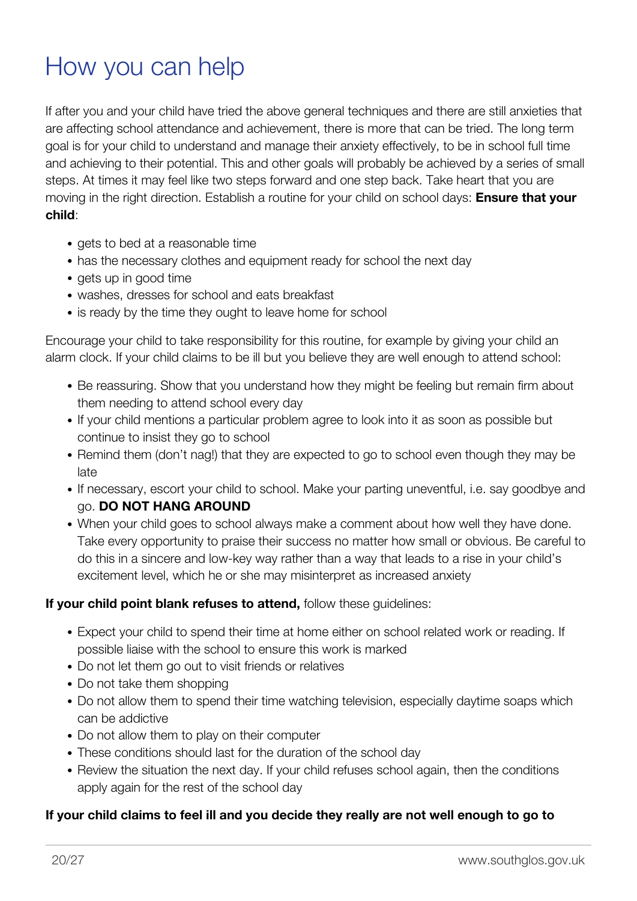# How you can help

If after you and your child have tried the above general techniques and there are still anxieties that are affecting school attendance and achievement, there is more that can be tried. The long term goal is for your child to understand and manage their anxiety effectively, to be in school full time and achieving to their potential. This and other goals will probably be achieved by a series of small steps. At times it may feel like two steps forward and one step back. Take heart that you are moving in the right direction. Establish a routine for your child on school days: **Ensure that your child**:

- gets to bed at a reasonable time
- has the necessary clothes and equipment ready for school the next day
- gets up in good time
- washes, dresses for school and eats breakfast
- is ready by the time they ought to leave home for school

Encourage your child to take responsibility for this routine, for example by giving your child an alarm clock. If your child claims to be ill but you believe they are well enough to attend school:

- Be reassuring. Show that you understand how they might be feeling but remain firm about them needing to attend school every day
- If your child mentions a particular problem agree to look into it as soon as possible but continue to insist they go to school
- Remind them (don't nag!) that they are expected to go to school even though they may be late
- If necessary, escort your child to school. Make your parting uneventful, i.e. say goodbye and go. **DO NOT HANG AROUND**
- When your child goes to school always make a comment about how well they have done. Take every opportunity to praise their success no matter how small or obvious. Be careful to do this in a sincere and low-key way rather than a way that leads to a rise in your child's excitement level, which he or she may misinterpret as increased anxiety

**If your child point blank refuses to attend,** follow these guidelines:

- Expect your child to spend their time at home either on school related work or reading. If possible liaise with the school to ensure this work is marked
- Do not let them go out to visit friends or relatives
- Do not take them shopping
- Do not allow them to spend their time watching television, especially daytime soaps which can be addictive
- Do not allow them to play on their computer
- These conditions should last for the duration of the school day
- Review the situation the next day. If your child refuses school again, then the conditions apply again for the rest of the school day

**If your child claims to feel ill and you decide they really are not well enough to go to**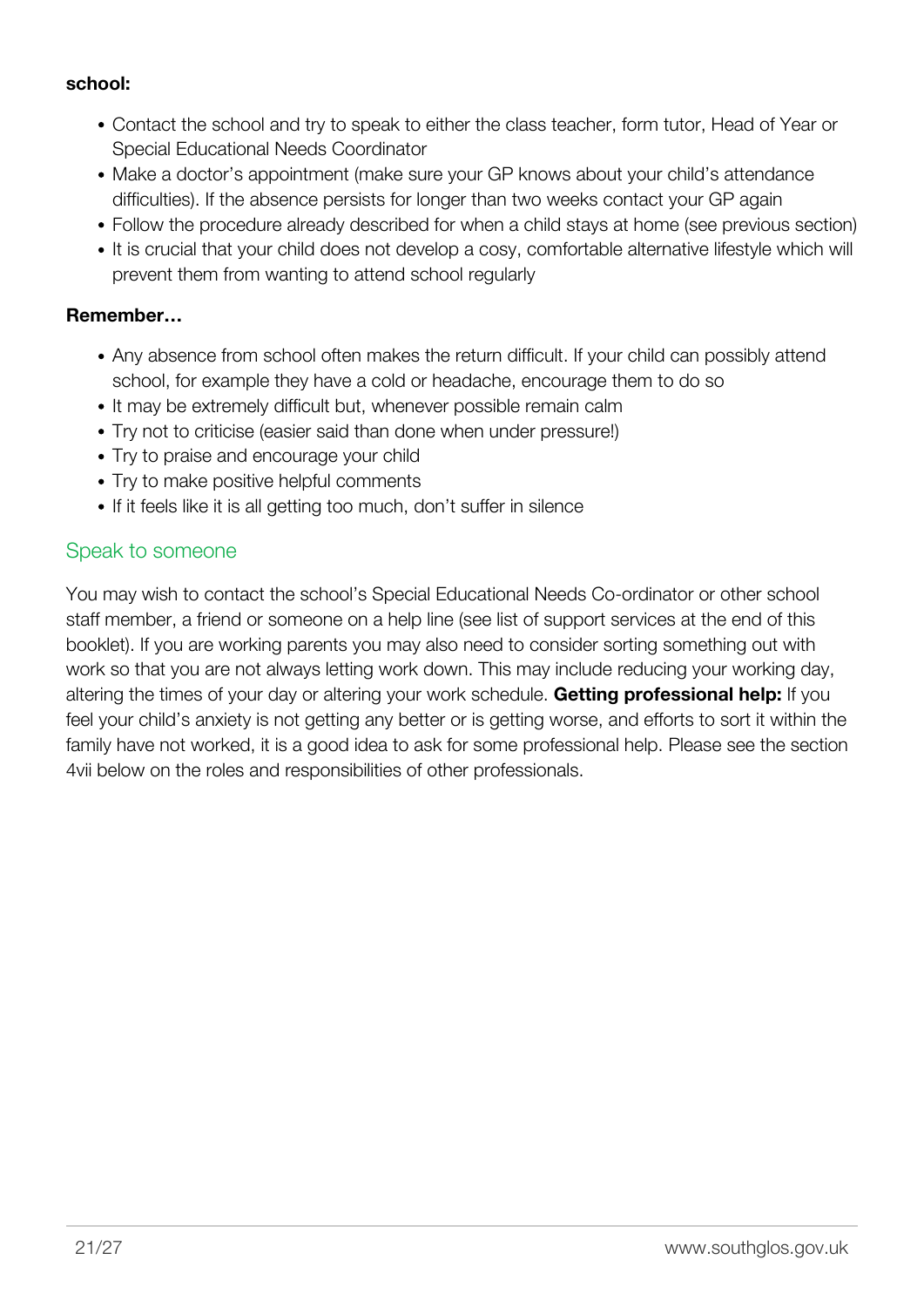**school:**

- Contact the school and try to speak to either the class teacher, form tutor, Head of Year or Special Educational Needs Coordinator
- Make a doctor's appointment (make sure your GP knows about your child's attendance difficulties). If the absence persists for longer than two weeks contact your GP again
- Follow the procedure already described for when a child stays at home (see previous section)
- It is crucial that your child does not develop a cosy, comfortable alternative lifestyle which will prevent them from wanting to attend school regularly

**Remember…**

- Any absence from school often makes the return difficult. If your child can possibly attend school, for example they have a cold or headache, encourage them to do so
- It may be extremely difficult but, whenever possible remain calm
- Try not to criticise (easier said than done when under pressure!)
- Try to praise and encourage your child
- Try to make positive helpful comments
- If it feels like it is all getting too much, don't suffer in silence

## Speak to someone

You may wish to contact the school's Special Educational Needs Co-ordinator or other school staff member, a friend or someone on a help line (see list of support services at the end of this booklet). If you are working parents you may also need to consider sorting something out with work so that you are not always letting work down. This may include reducing your working day, altering the times of your day or altering your work schedule. **Getting professional help:** If you feel your child's anxiety is not getting any better or is getting worse, and efforts to sort it within the family have not worked, it is a good idea to ask for some professional help. Please see the section 4vii below on the roles and responsibilities of other professionals.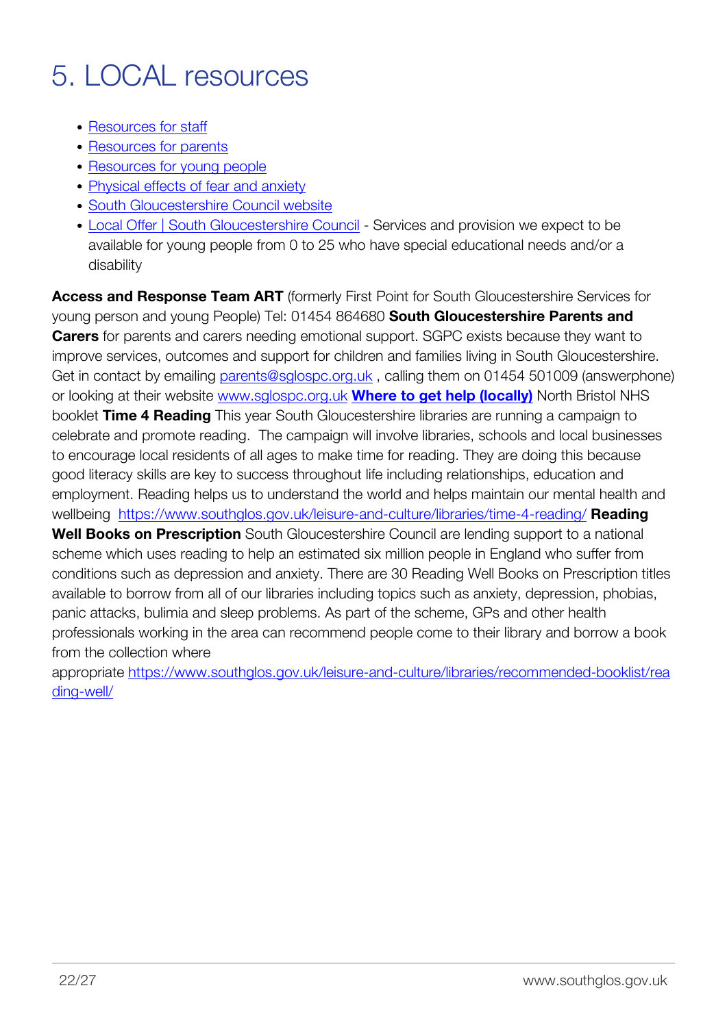# 5. LOCAL resources

- Resources for staff
- Resources for parents
- Resources for young people
- Physical effects of fear and anxiety
- South Gloucestershire Council website
- Local Offer | South Gloucestershire Council - Services and provision we expect to be available for young people from 0 to 25 who have special educational needs and/or a disability

**Access and Response Team ART** (formerly First Point for South Gloucestershire Services for young person and young People) Tel: 01454 864680 **South Gloucestershire Parents and Carers** for parents and carers needing emotional support. SGPC exists because they want to improve services, outcomes and support for children and families living in South Gloucestershire. Get in contact by emailing parents@sglospc.org.uk , calling them on 01454 501009 (answerphone) or looking at their website www.sglospc.org.uk **Where to get help (locally)** North Bristol NHS booklet **Time 4 Reading** This year South Gloucestershire libraries are running a campaign to celebrate and promote reading. The campaign will involve libraries, schools and local businesses to encourage local residents of all ages to make time for reading. They are doing this because good literacy skills are key to success throughout life including relationships, education and employment. Reading helps us to understand the world and helps maintain our mental health and wellbeing https://www.southglos.gov.uk/leisure-and-culture/libraries/time-4-reading/ **Reading Well Books on Prescription** South Gloucestershire Council are lending support to a national scheme which uses reading to help an estimated six million people in England who suffer from conditions such as depression and anxiety. There are 30 Reading Well Books on Prescription titles available to borrow from all of our libraries including topics such as anxiety, depression, phobias, panic attacks, bulimia and sleep problems. As part of the scheme, GPs and other health professionals working in the area can recommend people come to their library and borrow a book from the collection where appropriate https://www.southglos.gov.uk/leisure-and-culture/libraries/recommended-booklist/reading-well/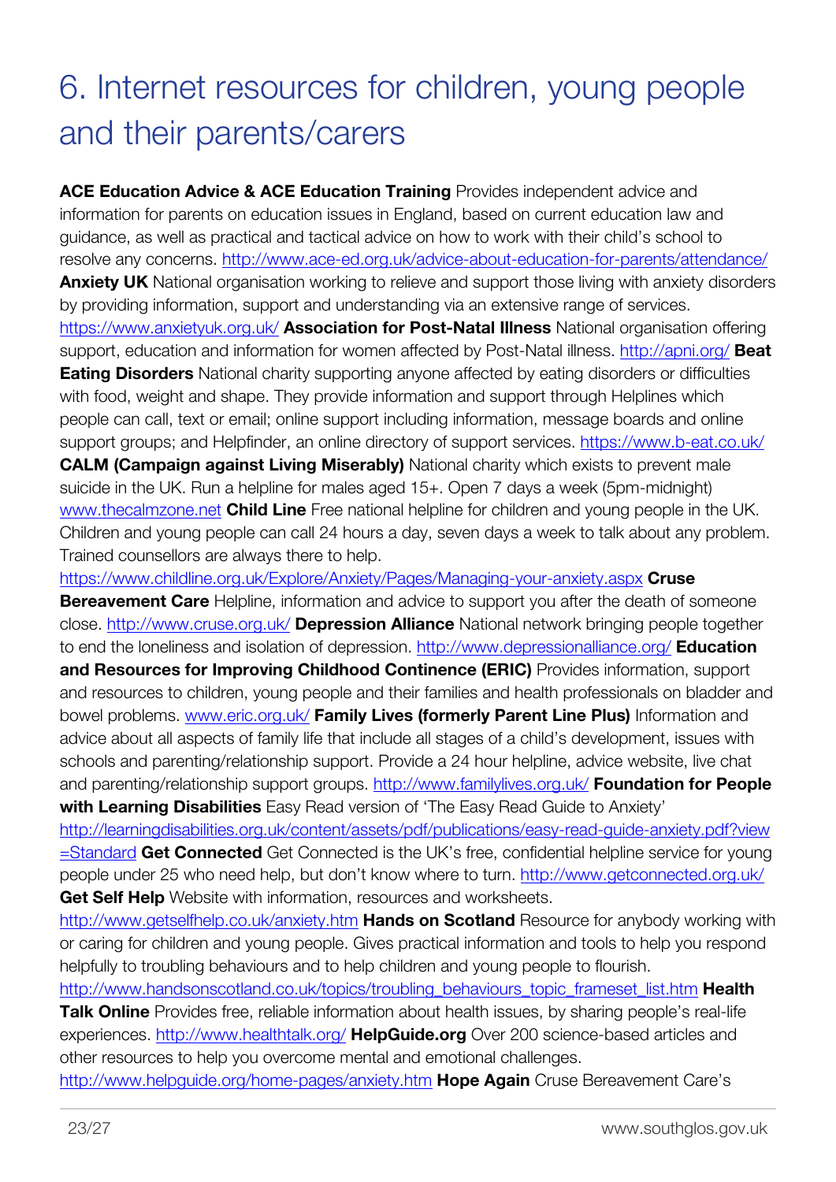# 6. Internet resources for children, young people and their parents/carers

**ACE Education Advice & ACE Education Training** Provides independent advice and information for parents on education issues in England, based on current education law and guidance, as well as practical and tactical advice on how to work with their child's school to resolve any concerns. http://www.ace-ed.org.uk/advice-about-education-for-parents/attendance/ **Anxiety UK** National organisation working to relieve and support those living with anxiety disorders by providing information, support and understanding via an extensive range of services. https://www.anxietyuk.org.uk/ **Association for Post-Natal Illness** National organisation offering support, education and information for women affected by Post-Natal illness. http://apni.org/ **Beat Eating Disorders** National charity supporting anyone affected by eating disorders or difficulties with food, weight and shape. They provide information and support through Helplines which people can call, text or email; online support including information, message boards and online support groups; and Helpfinder, an online directory of support services. https://www.b-eat.co.uk/ **CALM (Campaign against Living Miserably)** National charity which exists to prevent male suicide in the UK. Run a helpline for males aged 15+. Open 7 days a week (5pm-midnight) www.thecalmzone.net **Child Line** Free national helpline for children and young people in the UK. Children and young people can call 24 hours a day, seven days a week to talk about any problem. Trained counsellors are always there to help. https://www.childline.org.uk/Explore/Anxiety/Pages/Managing-your-anxiety.aspx **Cruse Bereavement Care** Helpline, information and advice to support you after the death of someone close. http://www.cruse.org.uk/ **Depression Alliance** National network bringing people together to end the loneliness and isolation of depression. http://www.depressionalliance.org/ **Education and Resources for Improving Childhood Continence (ERIC)** Provides information, support and resources to children, young people and their families and health professionals on bladder and bowel problems. www.eric.org.uk/ **Family Lives (formerly Parent Line Plus)** Information and advice about all aspects of family life that include all stages of a child's development, issues with schools and parenting/relationship support. Provide a 24 hour helpline, advice website, live chat and parenting/relationship support groups. http://www.familylives.org.uk/ **Foundation for People with Learning Disabilities** Easy Read version of 'The Easy Read Guide to Anxiety' http://learningdisabilities.org.uk/content/assets/pdf/publications/easy-read-guide-anxiety.pdf?view=Standard **Get Connected** Get Connected is the UK's free, confidential helpline service for young people under 25 who need help, but don't know where to turn. http://www.getconnected.org.uk/ **Get Self Help** Website with information, resources and worksheets. http://www.getselfhelp.co.uk/anxiety.htm **Hands on Scotland** Resource for anybody working with or caring for children and young people. Gives practical information and tools to help you respond helpfully to troubling behaviours and to help children and young people to flourish. http://www.handsonscotland.co.uk/topics/troubling_behaviours_topic_frameset_list.htm **Health Talk Online** Provides free, reliable information about health issues, by sharing people's real-life experiences. http://www.healthtalk.org/ **HelpGuide.org** Over 200 science-based articles and other resources to help you overcome mental and emotional challenges. http://www.helpguide.org/home-pages/anxiety.htm **Hope Again** Cruse Bereavement Care's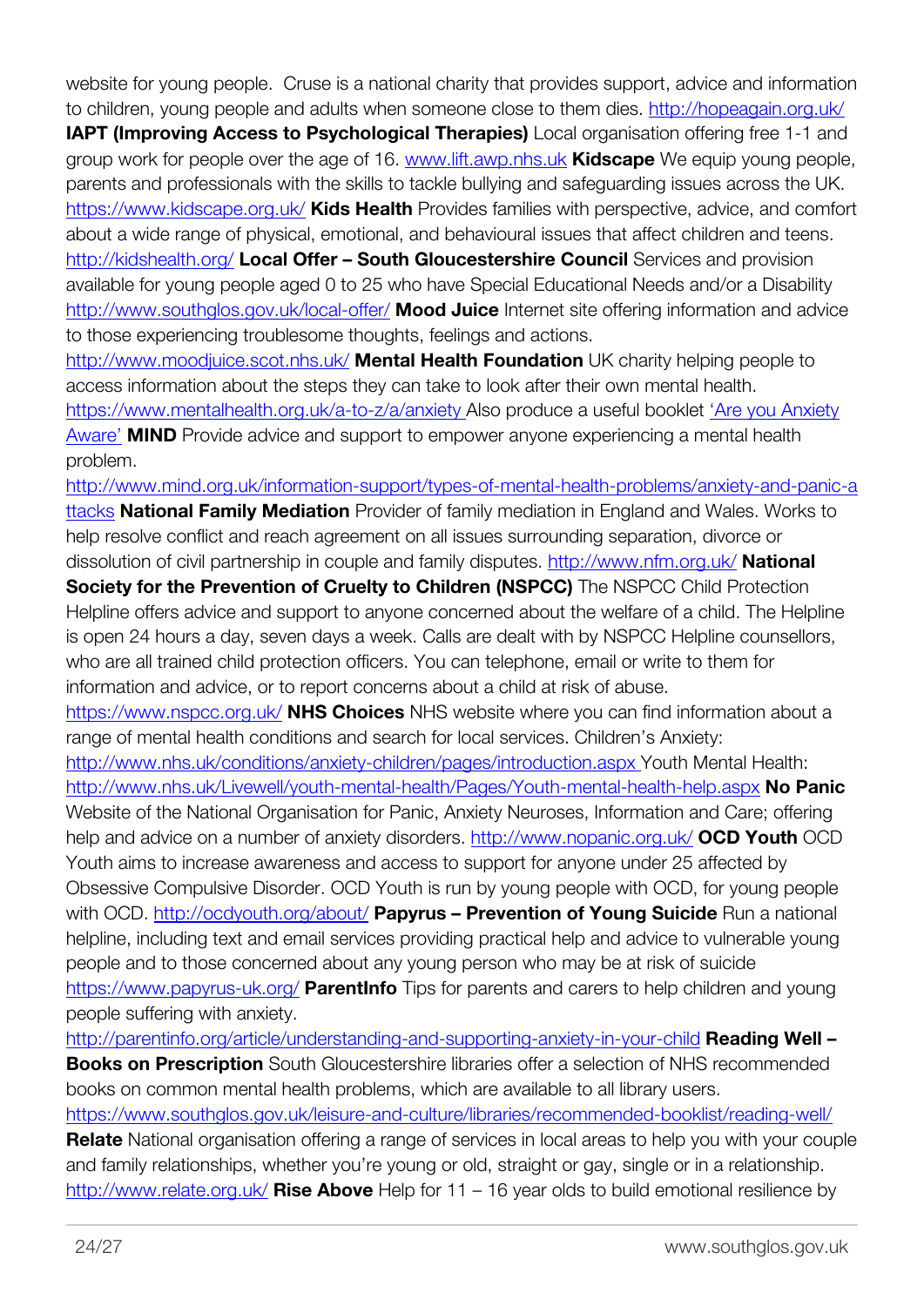website for young people. Cruse is a national charity that provides support, advice and information to children, young people and adults when someone close to them dies. http://hopeagain.org.uk/

**IAPT (Improving Access to Psychological Therapies)** Local organisation offering free 1-1 and group work for people over the age of 16. www.lift.awp.nhs.uk **Kidscape** We equip young people, parents and professionals with the skills to tackle bullying and safeguarding issues across the UK. https://www.kidscape.org.uk/ **Kids Health** Provides families with perspective, advice, and comfort about a wide range of physical, emotional, and behavioural issues that affect children and teens. http://kidshealth.org/ **Local Offer – South Gloucestershire Council** Services and provision available for young people aged 0 to 25 who have Special Educational Needs and/or a Disability http://www.southglos.gov.uk/local-offer/ **Mood Juice** Internet site offering information and advice to those experiencing troublesome thoughts, feelings and actions. http://www.moodjuice.scot.nhs.uk/ **Mental Health Foundation** UK charity helping people to access information about the steps they can take to look after their own mental health. https://www.mentalhealth.org.uk/a-to-z/a/anxiety Also produce a useful booklet 'Are you Anxiety Aware' **MIND** Provide advice and support to empower anyone experiencing a mental health problem.

http://www.mind.org.uk/information-support/types-of-mental-health-problems/anxiety-and-panic-attacks **National Family Mediation** Provider of family mediation in England and Wales. Works to help resolve conflict and reach agreement on all issues surrounding separation, divorce or dissolution of civil partnership in couple and family disputes. http://www.nfm.org.uk/ **National Society for the Prevention of Cruelty to Children (NSPCC)** The NSPCC Child Protection Helpline offers advice and support to anyone concerned about the welfare of a child. The Helpline is open 24 hours a day, seven days a week. Calls are dealt with by NSPCC Helpline counsellors, who are all trained child protection officers. You can telephone, email or write to them for information and advice, or to report concerns about a child at risk of abuse.

https://www.nspcc.org.uk/ **NHS Choices** NHS website where you can find information about a range of mental health conditions and search for local services. Children's Anxiety: http://www.nhs.uk/conditions/anxiety-children/pages/introduction.aspx Youth Mental Health: http://www.nhs.uk/Livewell/youth-mental-health/Pages/Youth-mental-health-help.aspx **No Panic** Website of the National Organisation for Panic, Anxiety Neuroses, Information and Care; offering help and advice on a number of anxiety disorders. http://www.nopanic.org.uk/ **OCD Youth** OCD Youth aims to increase awareness and access to support for anyone under 25 affected by Obsessive Compulsive Disorder. OCD Youth is run by young people with OCD, for young people with OCD. http://ocdyouth.org/about/ **Papyrus – Prevention of Young Suicide** Run a national helpline, including text and email services providing practical help and advice to vulnerable young people and to those concerned about any young person who may be at risk of suicide https://www.papyrus-uk.org/ **ParentInfo** Tips for parents and carers to help children and young people suffering with anxiety.

http://parentinfo.org/article/understanding-and-supporting-anxiety-in-your-child **Reading Well – Books on Prescription** South Gloucestershire libraries offer a selection of NHS recommended books on common mental health problems, which are available to all library users.

https://www.southglos.gov.uk/leisure-and-culture/libraries/recommended-booklist/reading-well/

**Relate** National organisation offering a range of services in local areas to help you with your couple and family relationships, whether you're young or old, straight or gay, single or in a relationship. http://www.relate.org.uk/ **Rise Above** Help for 11 – 16 year olds to build emotional resilience by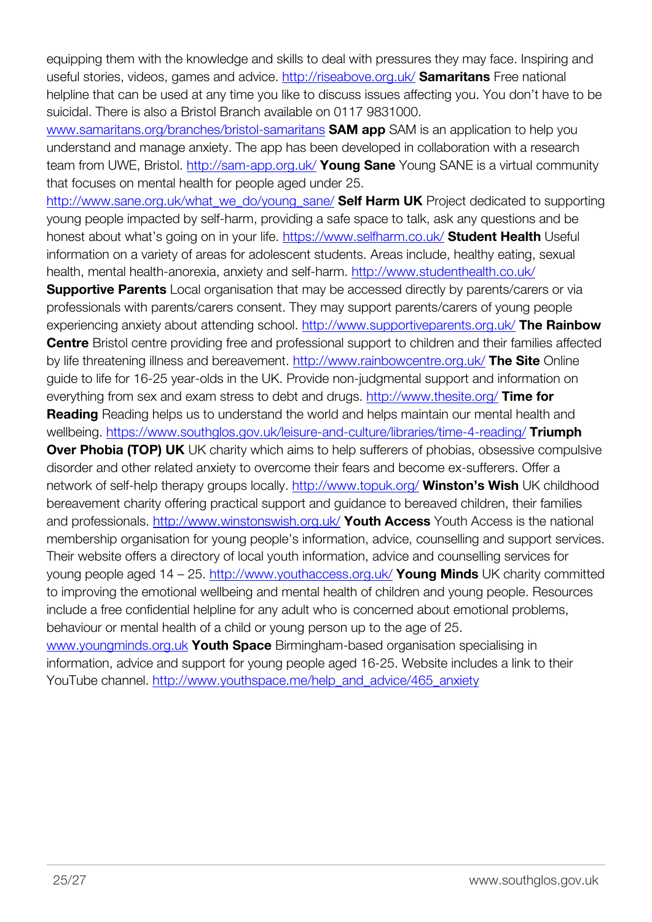equipping them with the knowledge and skills to deal with pressures they may face. Inspiring and useful stories, videos, games and advice. http://riseabove.org.uk/ **Samaritans** Free national helpline that can be used at any time you like to discuss issues affecting you. You don't have to be suicidal. There is also a Bristol Branch available on 0117 9831000. www.samaritans.org/branches/bristol-samaritans **SAM app** SAM is an application to help you understand and manage anxiety. The app has been developed in collaboration with a research team from UWE, Bristol. http://sam-app.org.uk/ **Young Sane** Young SANE is a virtual community that focuses on mental health for people aged under 25. http://www.sane.org.uk/what_we_do/young_sane/ **Self Harm UK** Project dedicated to supporting young people impacted by self-harm, providing a safe space to talk, ask any questions and be honest about what's going on in your life. https://www.selfharm.co.uk/ **Student Health** Useful information on a variety of areas for adolescent students. Areas include, healthy eating, sexual health, mental health-anorexia, anxiety and self-harm. http://www.studenthealth.co.uk/ **Supportive Parents** Local organisation that may be accessed directly by parents/carers or via professionals with parents/carers consent. They may support parents/carers of young people experiencing anxiety about attending school. http://www.supportiveparents.org.uk/ **The Rainbow Centre** Bristol centre providing free and professional support to children and their families affected by life threatening illness and bereavement. http://www.rainbowcentre.org.uk/ **The Site** Online guide to life for 16-25 year-olds in the UK. Provide non-judgmental support and information on everything from sex and exam stress to debt and drugs. http://www.thesite.org/ **Time for Reading** Reading helps us to understand the world and helps maintain our mental health and wellbeing. https://www.southglos.gov.uk/leisure-and-culture/libraries/time-4-reading/ **Triumph Over Phobia (TOP) UK** UK charity which aims to help sufferers of phobias, obsessive compulsive disorder and other related anxiety to overcome their fears and become ex-sufferers. Offer a network of self-help therapy groups locally. http://www.topuk.org/ **Winston's Wish** UK childhood bereavement charity offering practical support and guidance to bereaved children, their families and professionals. http://www.winstonswish.org.uk/ **Youth Access** Youth Access is the national membership organisation for young people's information, advice, counselling and support services. Their website offers a directory of local youth information, advice and counselling services for young people aged 14 – 25. http://www.youthaccess.org.uk/ **Young Minds** UK charity committed to improving the emotional wellbeing and mental health of children and young people. Resources include a free confidential helpline for any adult who is concerned about emotional problems, behaviour or mental health of a child or young person up to the age of 25. www.youngminds.org.uk **Youth Space** Birmingham-based organisation specialising in information, advice and support for young people aged 16-25. Website includes a link to their YouTube channel. http://www.youthspace.me/help_and_advice/465_anxiety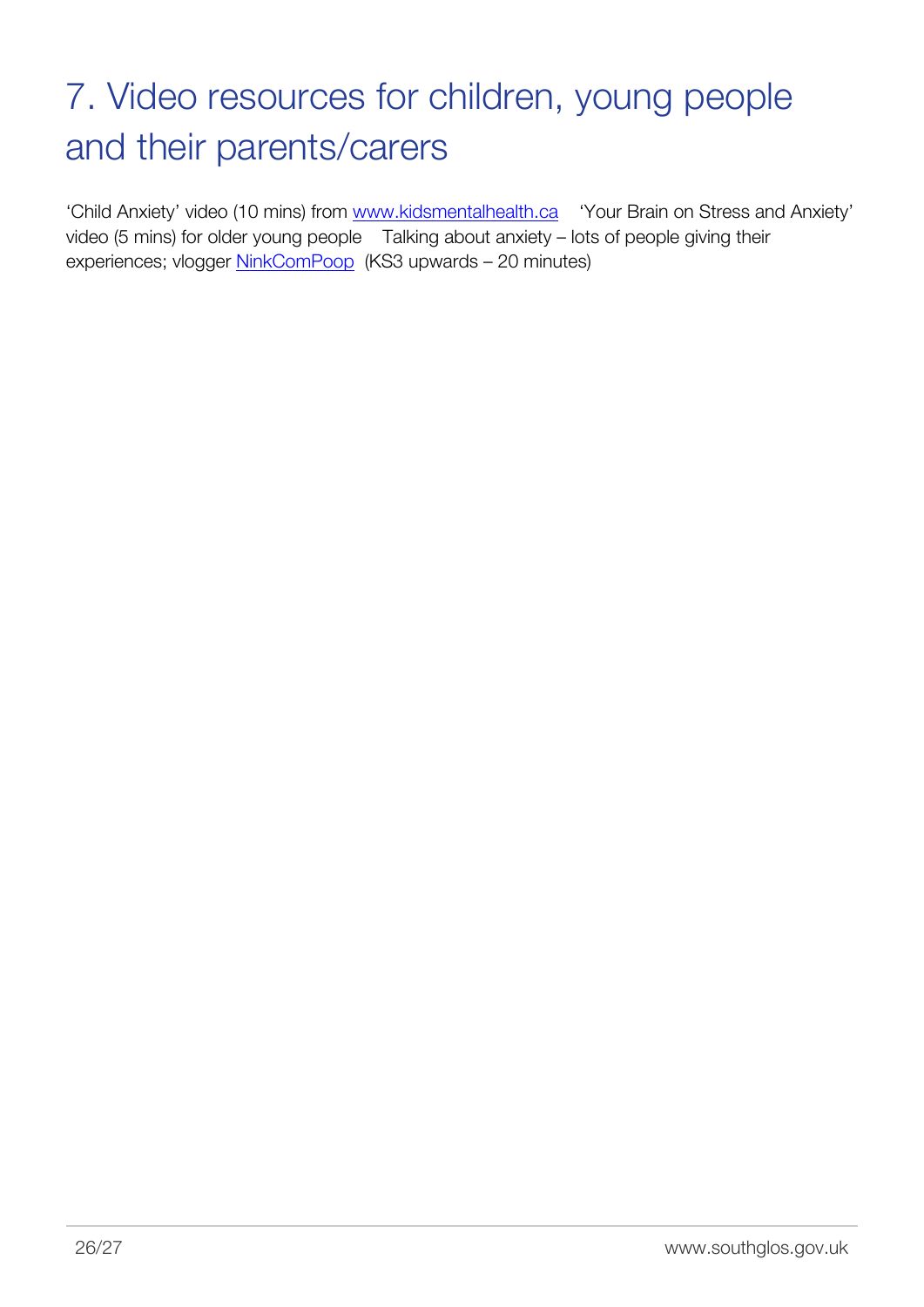# 7. Video resources for children, young people and their parents/carers

'Child Anxiety' video (10 mins) from www.kidsmentalhealth.ca 'Your Brain on Stress and Anxiety' video (5 mins) for older young people Talking about anxiety – lots of people giving their experiences; vlogger NinkComPoop (KS3 upwards – 20 minutes)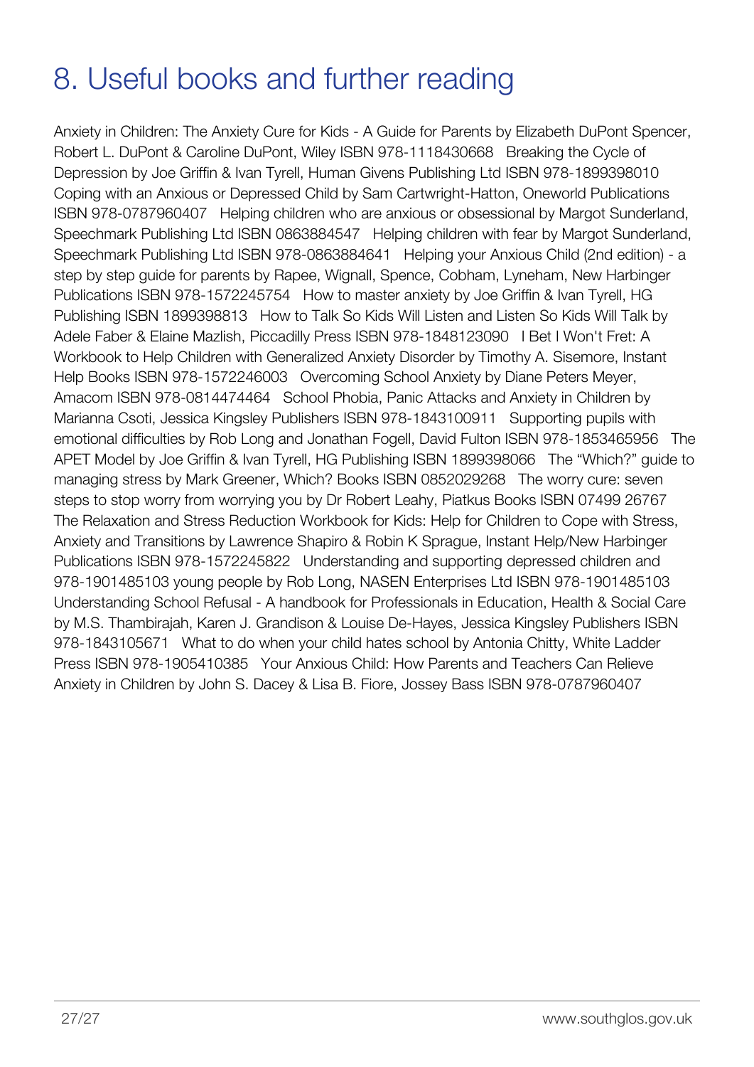# 8. Useful books and further reading

Anxiety in Children: The Anxiety Cure for Kids - A Guide for Parents by Elizabeth DuPont Spencer, Robert L. DuPont & Caroline DuPont, Wiley ISBN 978-1118430668   Breaking the Cycle of Depression by Joe Griffin & Ivan Tyrell, Human Givens Publishing Ltd ISBN 978-1899398010 Coping with an Anxious or Depressed Child by Sam Cartwright-Hatton, Oneworld Publications ISBN 978-0787960407   Helping children who are anxious or obsessional by Margot Sunderland, Speechmark Publishing Ltd ISBN 0863884547   Helping children with fear by Margot Sunderland, Speechmark Publishing Ltd ISBN 978-0863884641   Helping your Anxious Child (2nd edition) - a step by step guide for parents by Rapee, Wignall, Spence, Cobham, Lyneham, New Harbinger Publications ISBN 978-1572245754   How to master anxiety by Joe Griffin & Ivan Tyrell, HG Publishing ISBN 1899398813   How to Talk So Kids Will Listen and Listen So Kids Will Talk by Adele Faber & Elaine Mazlish, Piccadilly Press ISBN 978-1848123090   I Bet I Won't Fret: A Workbook to Help Children with Generalized Anxiety Disorder by Timothy A. Sisemore, Instant Help Books ISBN 978-1572246003   Overcoming School Anxiety by Diane Peters Meyer, Amacom ISBN 978-0814474464   School Phobia, Panic Attacks and Anxiety in Children by Marianna Csoti, Jessica Kingsley Publishers ISBN 978-1843100911   Supporting pupils with emotional difficulties by Rob Long and Jonathan Fogell, David Fulton ISBN 978-1853465956   The APET Model by Joe Griffin & Ivan Tyrell, HG Publishing ISBN 1899398066   The "Which?" guide to managing stress by Mark Greener, Which? Books ISBN 0852029268   The worry cure: seven steps to stop worry from worrying you by Dr Robert Leahy, Piatkus Books ISBN 07499 26767 The Relaxation and Stress Reduction Workbook for Kids: Help for Children to Cope with Stress, Anxiety and Transitions by Lawrence Shapiro & Robin K Sprague, Instant Help/New Harbinger Publications ISBN 978-1572245822   Understanding and supporting depressed children and 978-1901485103 young people by Rob Long, NASEN Enterprises Ltd ISBN 978-1901485103 Understanding School Refusal - A handbook for Professionals in Education, Health & Social Care by M.S. Thambirajah, Karen J. Grandison & Louise De-Hayes, Jessica Kingsley Publishers ISBN 978-1843105671   What to do when your child hates school by Antonia Chitty, White Ladder Press ISBN 978-1905410385   Your Anxious Child: How Parents and Teachers Can Relieve Anxiety in Children by John S. Dacey & Lisa B. Fiore, Jossey Bass ISBN 978-0787960407